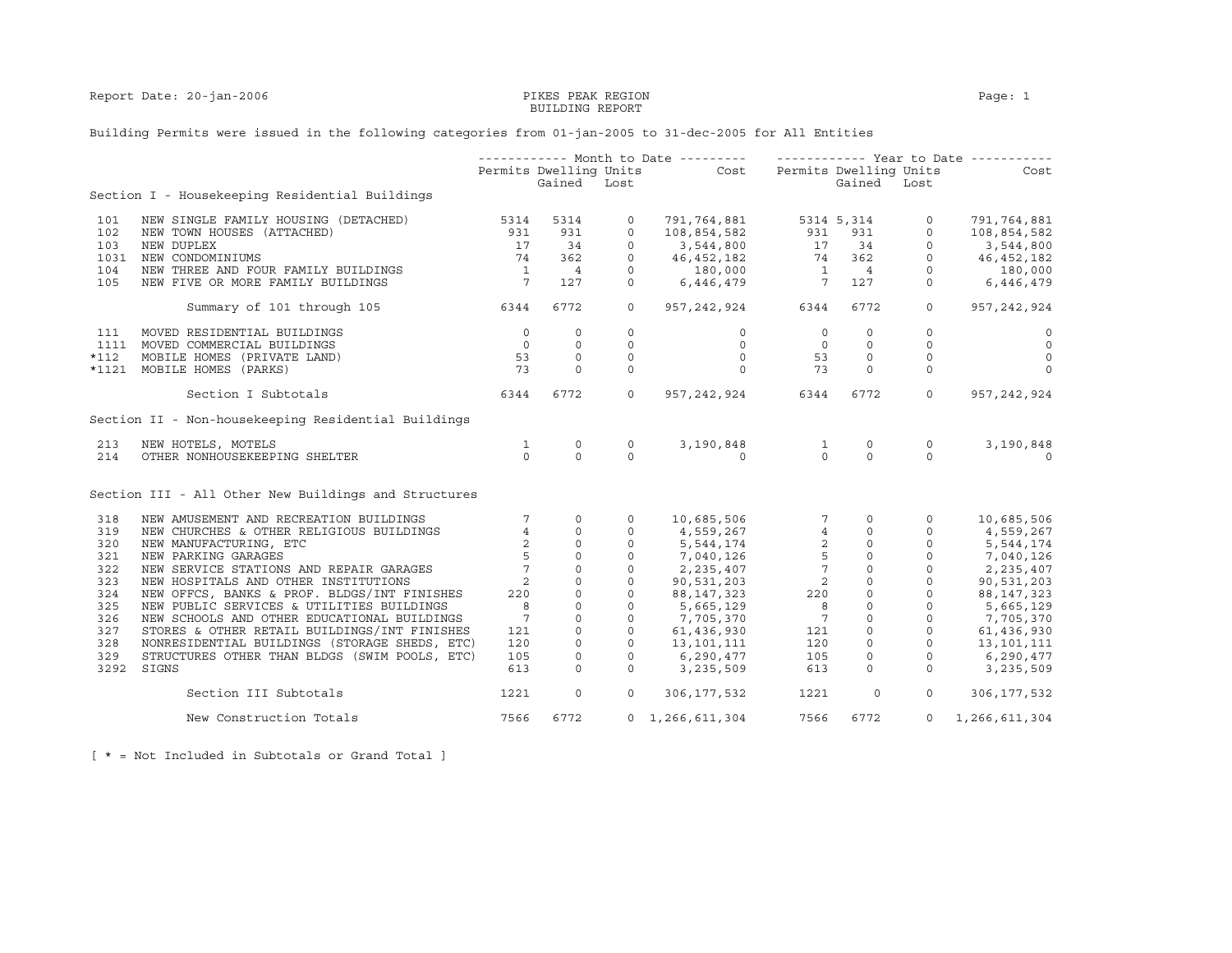Report Date: 20-jan-2006

# PIKES PEAK REGION
## BUILDING REPORT

Building Permits were issued in the following categories from 01-jan-2005 to 31-dec-2005 for All Entities

| | | Month to Date | | | | Year to Date | | | |
|---|---|---|---|---|---|---|---|---|---|
| | | Permits | Dwelling Units Gained | Dwelling Units Lost | Cost | Permits | Dwelling Units Gained | Dwelling Units Lost | Cost |
| **Section I - Housekeeping Residential Buildings** | | | | | | | | | |
| 101 | NEW SINGLE FAMILY HOUSING (DETACHED) | 5314 | 5314 | 0 | 791,764,881 | 5314 | 5,314 | 0 | 791,764,881 |
| 102 | NEW TOWN HOUSES (ATTACHED) | 931 | 931 | 0 | 108,854,582 | 931 | 931 | 0 | 108,854,582 |
| 103 | NEW DUPLEX | 17 | 34 | 0 | 3,544,800 | 17 | 34 | 0 | 3,544,800 |
| 1031 | NEW CONDOMINIUMS | 74 | 362 | 0 | 46,452,182 | 74 | 362 | 0 | 46,452,182 |
| 104 | NEW THREE AND FOUR FAMILY BUILDINGS | 1 | 4 | 0 | 180,000 | 1 | 4 | 0 | 180,000 |
| 105 | NEW FIVE OR MORE FAMILY BUILDINGS | 7 | 127 | 0 | 6,446,479 | 7 | 127 | 0 | 6,446,479 |
| | Summary of 101 through 105 | 6344 | 6772 | 0 | 957,242,924 | 6344 | 6772 | 0 | 957,242,924 |
| 111 | MOVED RESIDENTIAL BUILDINGS | 0 | 0 | 0 | 0 | 0 | 0 | 0 | 0 |
| 1111 | MOVED COMMERCIAL BUILDINGS | 0 | 0 | 0 | 0 | 0 | 0 | 0 | 0 |
| *112 | MOBILE HOMES (PRIVATE LAND) | 53 | 0 | 0 | 0 | 53 | 0 | 0 | 0 |
| *1121 | MOBILE HOMES (PARKS) | 73 | 0 | 0 | 0 | 73 | 0 | 0 | 0 |
| | Section I Subtotals | 6344 | 6772 | 0 | 957,242,924 | 6344 | 6772 | 0 | 957,242,924 |
| **Section II - Non-housekeeping Residential Buildings** | | | | | | | | | |
| 213 | NEW HOTELS, MOTELS | 1 | 0 | 0 | 3,190,848 | 1 | 0 | 0 | 3,190,848 |
| 214 | OTHER NONHOUSEKEEPING SHELTER | 0 | 0 | 0 | 0 | 0 | 0 | 0 | 0 |
| **Section III - All Other New Buildings and Structures** | | | | | | | | | |
| 318 | NEW AMUSEMENT AND RECREATION BUILDINGS | 7 | 0 | 0 | 10,685,506 | 7 | 0 | 0 | 10,685,506 |
| 319 | NEW CHURCHES & OTHER RELIGIOUS BUILDINGS | 4 | 0 | 0 | 4,559,267 | 4 | 0 | 0 | 4,559,267 |
| 320 | NEW MANUFACTURING, ETC | 2 | 0 | 0 | 5,544,174 | 2 | 0 | 0 | 5,544,174 |
| 321 | NEW PARKING GARAGES | 5 | 0 | 0 | 7,040,126 | 5 | 0 | 0 | 7,040,126 |
| 322 | NEW SERVICE STATIONS AND REPAIR GARAGES | 7 | 0 | 0 | 2,235,407 | 7 | 0 | 0 | 2,235,407 |
| 323 | NEW HOSPITALS AND OTHER INSTITUTIONS | 2 | 0 | 0 | 90,531,203 | 2 | 0 | 0 | 90,531,203 |
| 324 | NEW OFFCS, BANKS & PROF. BLDGS/INT FINISHES | 220 | 0 | 0 | 88,147,323 | 220 | 0 | 0 | 88,147,323 |
| 325 | NEW PUBLIC SERVICES & UTILITIES BUILDINGS | 8 | 0 | 0 | 5,665,129 | 8 | 0 | 0 | 5,665,129 |
| 326 | NEW SCHOOLS AND OTHER EDUCATIONAL BUILDINGS | 7 | 0 | 0 | 7,705,370 | 7 | 0 | 0 | 7,705,370 |
| 327 | STORES & OTHER RETAIL BUILDINGS/INT FINISHES | 121 | 0 | 0 | 61,436,930 | 121 | 0 | 0 | 61,436,930 |
| 328 | NONRESIDENTIAL BUILDINGS (STORAGE SHEDS, ETC) | 120 | 0 | 0 | 13,101,111 | 120 | 0 | 0 | 13,101,111 |
| 329 | STRUCTURES OTHER THAN BLDGS (SWIM POOLS, ETC) | 105 | 0 | 0 | 6,290,477 | 105 | 0 | 0 | 6,290,477 |
| 3292 | SIGNS | 613 | 0 | 0 | 3,235,509 | 613 | 0 | 0 | 3,235,509 |
| | Section III Subtotals | 1221 | 0 | 0 | 306,177,532 | 1221 | 0 | 0 | 306,177,532 |
| | New Construction Totals | 7566 | 6772 | 0 | 1,266,611,304 | 7566 | 6772 | 0 | 1,266,611,304 |

[ * = Not Included in Subtotals or Grand Total ]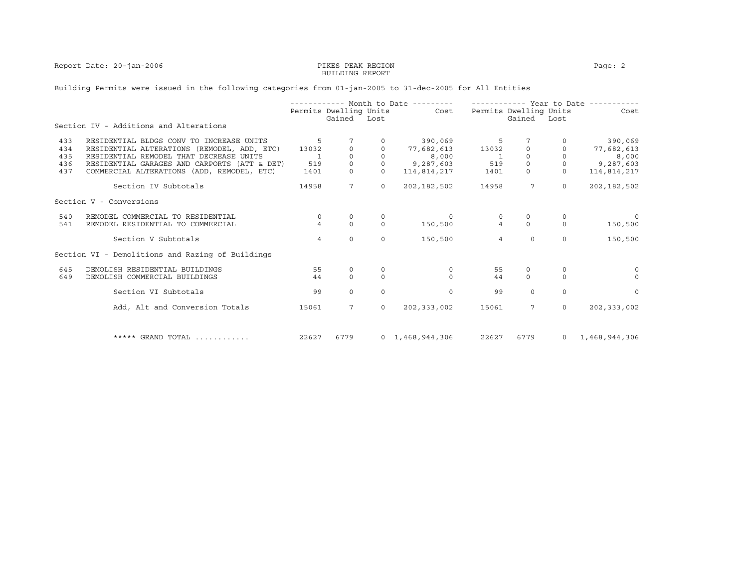Report Date: 20-jan-2006

PIKES PEAK REGION
BUILDING REPORT

Building Permits were issued in the following categories from 01-jan-2005 to 31-dec-2005 for All Entities

| | | Month to Date | | | | Year to Date | | | |
|---|---|---|---|---|---|---|---|---|---|
| | | Permits | Dwelling Units Gained | Dwelling Units Lost | Cost | Permits | Dwelling Units Gained | Dwelling Units Lost | Cost |
| **Section IV - Additions and Alterations** | | | | | | | | | |
| 433 | RESIDENTIAL BLDGS CONV TO INCREASE UNITS | 5 | 7 | 0 | 390,069 | 5 | 7 | 0 | 390,069 |
| 434 | RESIDENTIAL ALTERATIONS (REMODEL, ADD, ETC) | 13032 | 0 | 0 | 77,682,613 | 13032 | 0 | 0 | 77,682,613 |
| 435 | RESIDENTIAL REMODEL THAT DECREASE UNITS | 1 | 0 | 0 | 8,000 | 1 | 0 | 0 | 8,000 |
| 436 | RESIDENTIAL GARAGES AND CARPORTS (ATT & DET) | 519 | 0 | 0 | 9,287,603 | 519 | 0 | 0 | 9,287,603 |
| 437 | COMMERCIAL ALTERATIONS (ADD, REMODEL, ETC) | 1401 | 0 | 0 | 114,814,217 | 1401 | 0 | 0 | 114,814,217 |
| | Section IV Subtotals | 14958 | 7 | 0 | 202,182,502 | 14958 | 7 | 0 | 202,182,502 |
| **Section V - Conversions** | | | | | | | | | |
| 540 | REMODEL COMMERCIAL TO RESIDENTIAL | 0 | 0 | 0 | 0 | 0 | 0 | 0 | 0 |
| 541 | REMODEL RESIDENTIAL TO COMMERCIAL | 4 | 0 | 0 | 150,500 | 4 | 0 | 0 | 150,500 |
| | Section V Subtotals | 4 | 0 | 0 | 150,500 | 4 | 0 | 0 | 150,500 |
| **Section VI - Demolitions and Razing of Buildings** | | | | | | | | | |
| 645 | DEMOLISH RESIDENTIAL BUILDINGS | 55 | 0 | 0 | 0 | 55 | 0 | 0 | 0 |
| 649 | DEMOLISH COMMERCIAL BUILDINGS | 44 | 0 | 0 | 0 | 44 | 0 | 0 | 0 |
| | Section VI Subtotals | 99 | 0 | 0 | 0 | 99 | 0 | 0 | 0 |
| | Add, Alt and Conversion Totals | 15061 | 7 | 0 | 202,333,002 | 15061 | 7 | 0 | 202,333,002 |
| | ***** GRAND TOTAL ............ | 22627 | 6779 | 0 | 1,468,944,306 | 22627 | 6779 | 0 | 1,468,944,306 |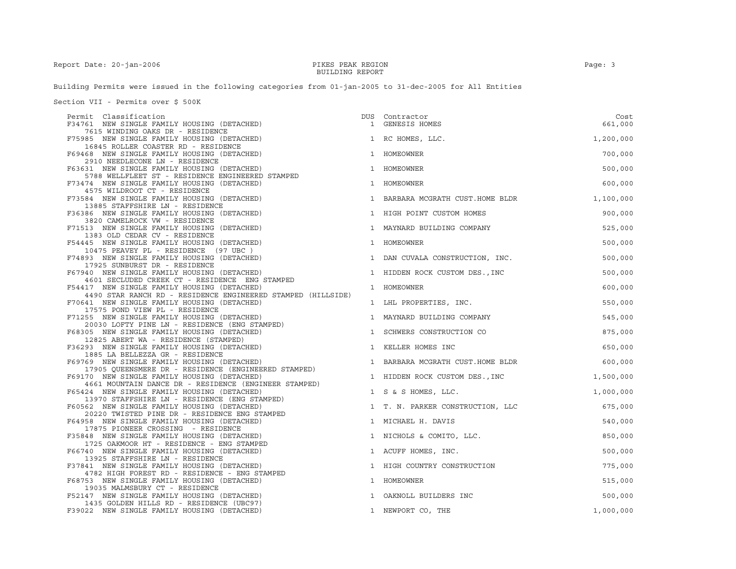Building Permits were issued in the following categories from 01-jan-2005 to 31-dec-2005 for All Entities

Section VII - Permits over $ 500K

| Permit | Classification | DUS | Contractor | Cost |
|---|---|---|---|---|
| F34761 | NEW SINGLE FAMILY HOUSING (DETACHED)<br>7615 WINDING OAKS DR - RESIDENCE | 1 | GENESIS HOMES | 661,000 |
| F75985 | NEW SINGLE FAMILY HOUSING (DETACHED)<br>16845 ROLLER COASTER RD - RESIDENCE | 1 | RC HOMES, LLC. | 1,200,000 |
| F69468 | NEW SINGLE FAMILY HOUSING (DETACHED)<br>2910 NEEDLECONE LN - RESIDENCE | 1 | HOMEOWNER | 700,000 |
| F63631 | NEW SINGLE FAMILY HOUSING (DETACHED)<br>5788 WELLFLEET ST - RESIDENCE ENGINEERED STAMPED | 1 | HOMEOWNER | 500,000 |
| F73474 | NEW SINGLE FAMILY HOUSING (DETACHED)<br>4575 WILDROOT CT - RESIDENCE | 1 | HOMEOWNER | 600,000 |
| F73584 | NEW SINGLE FAMILY HOUSING (DETACHED)<br>13885 STAFFSHIRE LN - RESIDENCE | 1 | BARBARA MCGRATH CUST.HOME BLDR | 1,100,000 |
| F36386 | NEW SINGLE FAMILY HOUSING (DETACHED)<br>3820 CAMELROCK VW - RESIDENCE | 1 | HIGH POINT CUSTOM HOMES | 900,000 |
| F71513 | NEW SINGLE FAMILY HOUSING (DETACHED)<br>1383 OLD CEDAR CV - RESIDENCE | 1 | MAYNARD BUILDING COMPANY | 525,000 |
| F54445 | NEW SINGLE FAMILY HOUSING (DETACHED)<br>10475 PEAVEY PL - RESIDENCE (97 UBC ) | 1 | HOMEOWNER | 500,000 |
| F74893 | NEW SINGLE FAMILY HOUSING (DETACHED)<br>17925 SUNBURST DR - RESIDENCE | 1 | DAN CUVALA CONSTRUCTION, INC. | 500,000 |
| F67940 | NEW SINGLE FAMILY HOUSING (DETACHED)<br>4601 SECLUDED CREEK CT - RESIDENCE ENG STAMPED | 1 | HIDDEN ROCK CUSTOM DES.,INC | 500,000 |
| F54417 | NEW SINGLE FAMILY HOUSING (DETACHED)<br>4490 STAR RANCH RD - RESIDENCE ENGINEERED STAMPED (HILLSIDE) | 1 | HOMEOWNER | 600,000 |
| F70641 | NEW SINGLE FAMILY HOUSING (DETACHED)<br>17575 POND VIEW PL - RESIDENCE | 1 | LHL PROPERTIES, INC. | 550,000 |
| F71255 | NEW SINGLE FAMILY HOUSING (DETACHED)<br>20030 LOFTY PINE LN - RESIDENCE (ENG STAMPED) | 1 | MAYNARD BUILDING COMPANY | 545,000 |
| F68305 | NEW SINGLE FAMILY HOUSING (DETACHED)<br>12825 ABERT WA - RESIDENCE (STAMPED) | 1 | SCHWERS CONSTRUCTION CO | 875,000 |
| F36293 | NEW SINGLE FAMILY HOUSING (DETACHED)<br>1885 LA BELLEZZA GR - RESIDENCE | 1 | KELLER HOMES INC | 650,000 |
| F69769 | NEW SINGLE FAMILY HOUSING (DETACHED)<br>17905 QUEENSMERE DR - RESIDENCE (ENGINEERED STAMPED) | 1 | BARBARA MCGRATH CUST.HOME BLDR | 600,000 |
| F69170 | NEW SINGLE FAMILY HOUSING (DETACHED)<br>4661 MOUNTAIN DANCE DR - RESIDENCE (ENGINEER STAMPED) | 1 | HIDDEN ROCK CUSTOM DES.,INC | 1,500,000 |
| F65424 | NEW SINGLE FAMILY HOUSING (DETACHED)<br>13970 STAFFSHIRE LN - RESIDENCE (ENG STAMPED) | 1 | S & S HOMES, LLC. | 1,000,000 |
| F60562 | NEW SINGLE FAMILY HOUSING (DETACHED)<br>20220 TWISTED PINE DR - RESIDENCE ENG STAMPED | 1 | T. N. PARKER CONSTRUCTION, LLC | 675,000 |
| F64958 | NEW SINGLE FAMILY HOUSING (DETACHED)<br>17875 PIONEER CROSSING - RESIDENCE | 1 | MICHAEL H. DAVIS | 540,000 |
| F35848 | NEW SINGLE FAMILY HOUSING (DETACHED)<br>1725 OAKMOOR HT - RESIDENCE - ENG STAMPED | 1 | NICHOLS & COMITO, LLC. | 850,000 |
| F66740 | NEW SINGLE FAMILY HOUSING (DETACHED)<br>13925 STAFFSHIRE LN - RESIDENCE | 1 | ACUFF HOMES, INC. | 500,000 |
| F37841 | NEW SINGLE FAMILY HOUSING (DETACHED)<br>4782 HIGH FOREST RD - RESIDENCE - ENG STAMPED | 1 | HIGH COUNTRY CONSTRUCTION | 775,000 |
| F68753 | NEW SINGLE FAMILY HOUSING (DETACHED)<br>19035 MALMSBURY CT - RESIDENCE | 1 | HOMEOWNER | 515,000 |
| F52147 | NEW SINGLE FAMILY HOUSING (DETACHED)<br>1435 GOLDEN HILLS RD - RESIDENCE (UBC97) | 1 | OAKNOLL BUILDERS INC | 500,000 |
| F39022 | NEW SINGLE FAMILY HOUSING (DETACHED) | 1 | NEWPORT CO, THE | 1,000,000 |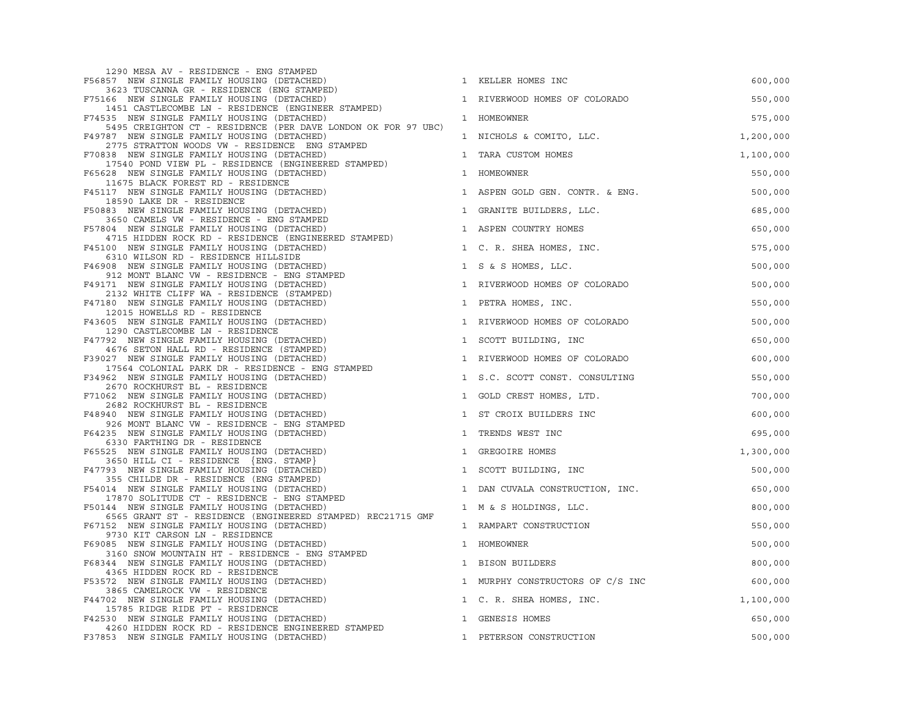| | | | |
|---|---|---|---|
| 1290 MESA AV - RESIDENCE - ENG STAMPED<br>F56857 NEW SINGLE FAMILY HOUSING (DETACHED) | 1 | KELLER HOMES INC | 600,000 |
| 3623 TUSCANNA GR - RESIDENCE (ENG STAMPED)<br>F75166 NEW SINGLE FAMILY HOUSING (DETACHED) | 1 | RIVERWOOD HOMES OF COLORADO | 550,000 |
| 1451 CASTLECOMBE LN - RESIDENCE (ENGINEER STAMPED)<br>F74535 NEW SINGLE FAMILY HOUSING (DETACHED) | 1 | HOMEOWNER | 575,000 |
| 5495 CREIGHTON CT - RESIDENCE (PER DAVE LONDON OK FOR 97 UBC)<br>F49787 NEW SINGLE FAMILY HOUSING (DETACHED) | 1 | NICHOLS & COMITO, LLC. | 1,200,000 |
| 2775 STRATTON WOODS VW - RESIDENCE ENG STAMPED<br>F70838 NEW SINGLE FAMILY HOUSING (DETACHED) | 1 | TARA CUSTOM HOMES | 1,100,000 |
| 17540 POND VIEW PL - RESIDENCE (ENGINEERED STAMPED)<br>F65628 NEW SINGLE FAMILY HOUSING (DETACHED) | 1 | HOMEOWNER | 550,000 |
| 11675 BLACK FOREST RD - RESIDENCE<br>F45117 NEW SINGLE FAMILY HOUSING (DETACHED) | 1 | ASPEN GOLD GEN. CONTR. & ENG. | 500,000 |
| 18590 LAKE DR - RESIDENCE<br>F50883 NEW SINGLE FAMILY HOUSING (DETACHED) | 1 | GRANITE BUILDERS, LLC. | 685,000 |
| 3650 CAMELS VW - RESIDENCE - ENG STAMPED<br>F57804 NEW SINGLE FAMILY HOUSING (DETACHED) | 1 | ASPEN COUNTRY HOMES | 650,000 |
| 4715 HIDDEN ROCK RD - RESIDENCE (ENGINEERED STAMPED)<br>F45100 NEW SINGLE FAMILY HOUSING (DETACHED) | 1 | C. R. SHEA HOMES, INC. | 575,000 |
| 6310 WILSON RD - RESIDENCE HILLSIDE<br>F46908 NEW SINGLE FAMILY HOUSING (DETACHED) | 1 | S & S HOMES, LLC. | 500,000 |
| 912 MONT BLANC VW - RESIDENCE - ENG STAMPED<br>F49171 NEW SINGLE FAMILY HOUSING (DETACHED) | 1 | RIVERWOOD HOMES OF COLORADO | 500,000 |
| 2132 WHITE CLIFF WA - RESIDENCE (STAMPED)<br>F47180 NEW SINGLE FAMILY HOUSING (DETACHED) | 1 | PETRA HOMES, INC. | 550,000 |
| 12015 HOWELLS RD - RESIDENCE<br>F43605 NEW SINGLE FAMILY HOUSING (DETACHED) | 1 | RIVERWOOD HOMES OF COLORADO | 500,000 |
| 1290 CASTLECOMBE LN - RESIDENCE<br>F47792 NEW SINGLE FAMILY HOUSING (DETACHED) | 1 | SCOTT BUILDING, INC | 650,000 |
| 4676 SETON HALL RD - RESIDENCE (STAMPED)<br>F39027 NEW SINGLE FAMILY HOUSING (DETACHED) | 1 | RIVERWOOD HOMES OF COLORADO | 600,000 |
| 17564 COLONIAL PARK DR - RESIDENCE - ENG STAMPED<br>F34962 NEW SINGLE FAMILY HOUSING (DETACHED) | 1 | S.C. SCOTT CONST. CONSULTING | 550,000 |
| 2670 ROCKHURST BL - RESIDENCE<br>F71062 NEW SINGLE FAMILY HOUSING (DETACHED) | 1 | GOLD CREST HOMES, LTD. | 700,000 |
| 2682 ROCKHURST BL - RESIDENCE<br>F48940 NEW SINGLE FAMILY HOUSING (DETACHED) | 1 | ST CROIX BUILDERS INC | 600,000 |
| 926 MONT BLANC VW - RESIDENCE - ENG STAMPED<br>F64235 NEW SINGLE FAMILY HOUSING (DETACHED) | 1 | TRENDS WEST INC | 695,000 |
| 6330 FARTHING DR - RESIDENCE<br>F65525 NEW SINGLE FAMILY HOUSING (DETACHED) | 1 | GREGOIRE HOMES | 1,300,000 |
| 3650 HILL CI - RESIDENCE {ENG. STAMP}<br>F47793 NEW SINGLE FAMILY HOUSING (DETACHED) | 1 | SCOTT BUILDING, INC | 500,000 |
| 355 CHILDE DR - RESIDENCE (ENG STAMPED)<br>F54014 NEW SINGLE FAMILY HOUSING (DETACHED) | 1 | DAN CUVALA CONSTRUCTION, INC. | 650,000 |
| 17870 SOLITUDE CT - RESIDENCE - ENG STAMPED<br>F50144 NEW SINGLE FAMILY HOUSING (DETACHED) | 1 | M & S HOLDINGS, LLC. | 800,000 |
| 6565 GRANT ST - RESIDENCE (ENGINEERED STAMPED) REC21715 GMF<br>F67152 NEW SINGLE FAMILY HOUSING (DETACHED) | 1 | RAMPART CONSTRUCTION | 550,000 |
| 9730 KIT CARSON LN - RESIDENCE<br>F69085 NEW SINGLE FAMILY HOUSING (DETACHED) | 1 | HOMEOWNER | 500,000 |
| 3160 SNOW MOUNTAIN HT - RESIDENCE - ENG STAMPED<br>F68344 NEW SINGLE FAMILY HOUSING (DETACHED) | 1 | BISON BUILDERS | 800,000 |
| 4365 HIDDEN ROCK RD - RESIDENCE<br>F53572 NEW SINGLE FAMILY HOUSING (DETACHED) | 1 | MURPHY CONSTRUCTORS OF C/S INC | 600,000 |
| 3865 CAMELROCK VW - RESIDENCE<br>F44702 NEW SINGLE FAMILY HOUSING (DETACHED) | 1 | C. R. SHEA HOMES, INC. | 1,100,000 |
| 15785 RIDGE RIDE PT - RESIDENCE<br>F42530 NEW SINGLE FAMILY HOUSING (DETACHED) | 1 | GENESIS HOMES | 650,000 |
| 4260 HIDDEN ROCK RD - RESIDENCE ENGINEERED STAMPED<br>F37853 NEW SINGLE FAMILY HOUSING (DETACHED) | 1 | PETERSON CONSTRUCTION | 500,000 |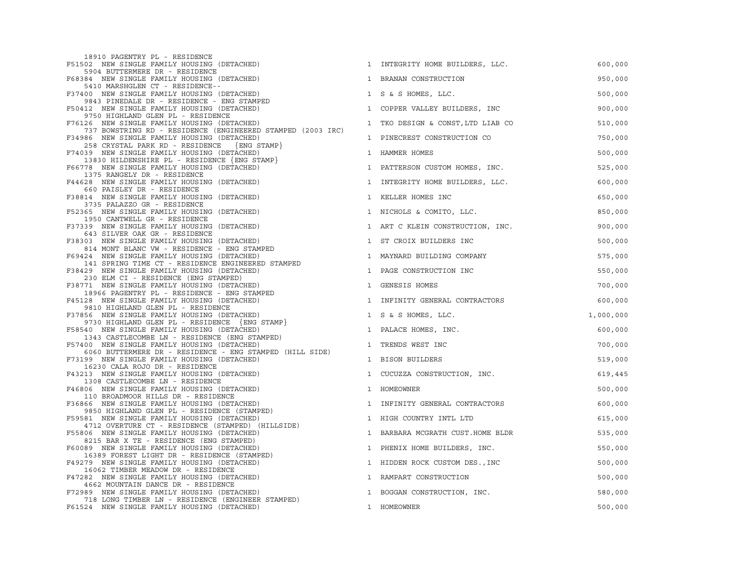| Address / Permit | Description | Units | Contractor | Value |
|---|---|---|---|---|
| 18910 PAGENTRY PL - RESIDENCE | | | | |
| F51502 | NEW SINGLE FAMILY HOUSING (DETACHED) | 1 | INTEGRITY HOME BUILDERS, LLC. | 600,000 |
| 5904 BUTTERMERE DR - RESIDENCE | | | | |
| F68384 | NEW SINGLE FAMILY HOUSING (DETACHED) | 1 | BRANAN CONSTRUCTION | 950,000 |
| 5410 MARSHGLEN CT - RESIDENCE-- | | | | |
| F37400 | NEW SINGLE FAMILY HOUSING (DETACHED) | 1 | S & S HOMES, LLC. | 500,000 |
| 9843 PINEDALE DR - RESIDENCE - ENG STAMPED | | | | |
| F50412 | NEW SINGLE FAMILY HOUSING (DETACHED) | 1 | COPPER VALLEY BUILDERS, INC | 900,000 |
| 9750 HIGHLAND GLEN PL - RESIDENCE | | | | |
| F76126 | NEW SINGLE FAMILY HOUSING (DETACHED) | 1 | TKO DESIGN & CONST,LTD LIAB CO | 510,000 |
| 737 BOWSTRING RD - RESIDENCE (ENGINEERED STAMPED (2003 IRC) | | | | |
| F34986 | NEW SINGLE FAMILY HOUSING (DETACHED) | 1 | PINECREST CONSTRUCTION CO | 750,000 |
| 258 CRYSTAL PARK RD - RESIDENCE {ENG STAMP} | | | | |
| F74039 | NEW SINGLE FAMILY HOUSING (DETACHED) | 1 | HAMMER HOMES | 500,000 |
| 13830 HILDENSHIRE PL - RESIDENCE {ENG STAMP} | | | | |
| F66778 | NEW SINGLE FAMILY HOUSING (DETACHED) | 1 | PATTERSON CUSTOM HOMES, INC. | 525,000 |
| 1375 RANGELY DR - RESIDENCE | | | | |
| F44628 | NEW SINGLE FAMILY HOUSING (DETACHED) | 1 | INTEGRITY HOME BUILDERS, LLC. | 600,000 |
| 660 PAISLEY DR - RESIDENCE | | | | |
| F38814 | NEW SINGLE FAMILY HOUSING (DETACHED) | 1 | KELLER HOMES INC | 650,000 |
| 3735 PALAZZO GR - RESIDENCE | | | | |
| F52365 | NEW SINGLE FAMILY HOUSING (DETACHED) | 1 | NICHOLS & COMITO, LLC. | 850,000 |
| 1950 CANTWELL GR - RESIDENCE | | | | |
| F37339 | NEW SINGLE FAMILY HOUSING (DETACHED) | 1 | ART C KLEIN CONSTRUCTION, INC. | 900,000 |
| 643 SILVER OAK GR - RESIDENCE | | | | |
| F38303 | NEW SINGLE FAMILY HOUSING (DETACHED) | 1 | ST CROIX BUILDERS INC | 500,000 |
| 814 MONT BLANC VW - RESIDENCE - ENG STAMPED | | | | |
| F69424 | NEW SINGLE FAMILY HOUSING (DETACHED) | 1 | MAYNARD BUILDING COMPANY | 575,000 |
| 141 SPRING TIME CT - RESIDENCE ENGINEERED STAMPED | | | | |
| F38429 | NEW SINGLE FAMILY HOUSING (DETACHED) | 1 | PAGE CONSTRUCTION INC | 550,000 |
| 230 ELM CI - RESIDENCE (ENG STAMPED) | | | | |
| F38771 | NEW SINGLE FAMILY HOUSING (DETACHED) | 1 | GENESIS HOMES | 700,000 |
| 18966 PAGENTRY PL - RESIDENCE - ENG STAMPED | | | | |
| F45128 | NEW SINGLE FAMILY HOUSING (DETACHED) | 1 | INFINITY GENERAL CONTRACTORS | 600,000 |
| 9810 HIGHLAND GLEN PL - RESIDENCE | | | | |
| F37856 | NEW SINGLE FAMILY HOUSING (DETACHED) | 1 | S & S HOMES, LLC. | 1,000,000 |
| 9730 HIGHLAND GLEN PL - RESIDENCE {ENG STAMP} | | | | |
| F58540 | NEW SINGLE FAMILY HOUSING (DETACHED) | 1 | PALACE HOMES, INC. | 600,000 |
| 1343 CASTLECOMBE LN - RESIDENCE (ENG STAMPED) | | | | |
| F57400 | NEW SINGLE FAMILY HOUSING (DETACHED) | 1 | TRENDS WEST INC | 700,000 |
| 6060 BUTTERMERE DR - RESIDENCE - ENG STAMPED (HILL SIDE) | | | | |
| F73199 | NEW SINGLE FAMILY HOUSING (DETACHED) | 1 | BISON BUILDERS | 519,000 |
| 16230 CALA ROJO DR - RESIDENCE | | | | |
| F43213 | NEW SINGLE FAMILY HOUSING (DETACHED) | 1 | CUCUZZA CONSTRUCTION, INC. | 619,445 |
| 1308 CASTLECOMBE LN - RESIDENCE | | | | |
| F46806 | NEW SINGLE FAMILY HOUSING (DETACHED) | 1 | HOMEOWNER | 500,000 |
| 110 BROADMOOR HILLS DR - RESIDENCE | | | | |
| F36866 | NEW SINGLE FAMILY HOUSING (DETACHED) | 1 | INFINITY GENERAL CONTRACTORS | 600,000 |
| 9850 HIGHLAND GLEN PL - RESIDENCE (STAMPED) | | | | |
| F59581 | NEW SINGLE FAMILY HOUSING (DETACHED) | 1 | HIGH COUNTRY INTL LTD | 615,000 |
| 4712 OVERTURE CT - RESIDENCE (STAMPED) (HILLSIDE) | | | | |
| F55806 | NEW SINGLE FAMILY HOUSING (DETACHED) | 1 | BARBARA MCGRATH CUST.HOME BLDR | 535,000 |
| 8215 BAR X TE - RESIDENCE (ENG STAMPED) | | | | |
| F60089 | NEW SINGLE FAMILY HOUSING (DETACHED) | 1 | PHENIX HOME BUILDERS, INC. | 550,000 |
| 16389 FOREST LIGHT DR - RESIDENCE (STAMPED) | | | | |
| F49279 | NEW SINGLE FAMILY HOUSING (DETACHED) | 1 | HIDDEN ROCK CUSTOM DES.,INC | 500,000 |
| 16062 TIMBER MEADOW DR - RESIDENCE | | | | |
| F47282 | NEW SINGLE FAMILY HOUSING (DETACHED) | 1 | RAMPART CONSTRUCTION | 500,000 |
| 4662 MOUNTAIN DANCE DR - RESIDENCE | | | | |
| F72989 | NEW SINGLE FAMILY HOUSING (DETACHED) | 1 | BOGGAN CONSTRUCTION, INC. | 580,000 |
| 718 LONG TIMBER LN - RESIDENCE (ENGINEER STAMPED) | | | | |
| F61524 | NEW SINGLE FAMILY HOUSING (DETACHED) | 1 | HOMEOWNER | 500,000 |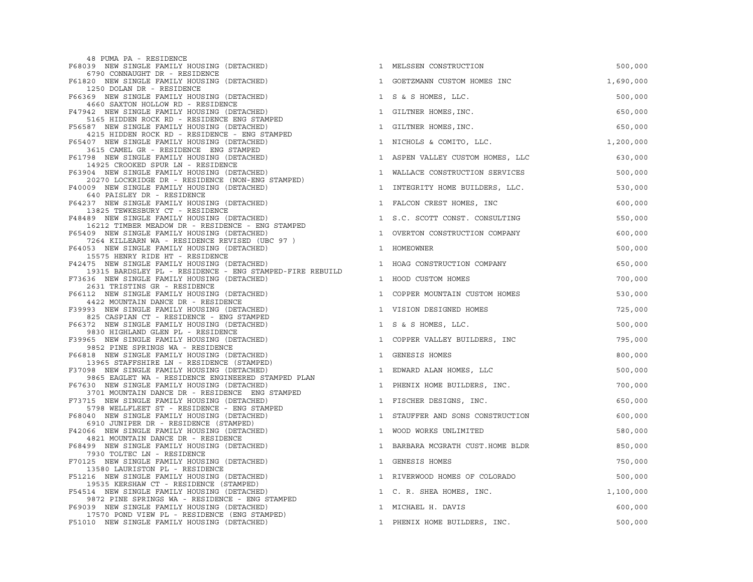| | | | | | |
|---|---|---|---|---|---|
| 48 PUMA PA - RESIDENCE | F68039 | NEW SINGLE FAMILY HOUSING (DETACHED) | 1 | MELSSEN CONSTRUCTION | 500,000 |
| 6790 CONNAUGHT DR - RESIDENCE | F61820 | NEW SINGLE FAMILY HOUSING (DETACHED) | 1 | GOETZMANN CUSTOM HOMES INC | 1,690,000 |
| 1250 DOLAN DR - RESIDENCE | F66369 | NEW SINGLE FAMILY HOUSING (DETACHED) | 1 | S & S HOMES, LLC. | 500,000 |
| 4660 SAXTON HOLLOW RD - RESIDENCE | F47942 | NEW SINGLE FAMILY HOUSING (DETACHED) | 1 | GILTNER HOMES,INC. | 650,000 |
| 5165 HIDDEN ROCK RD - RESIDENCE ENG STAMPED | F56587 | NEW SINGLE FAMILY HOUSING (DETACHED) | 1 | GILTNER HOMES,INC. | 650,000 |
| 4215 HIDDEN ROCK RD - RESIDENCE - ENG STAMPED | F65407 | NEW SINGLE FAMILY HOUSING (DETACHED) | 1 | NICHOLS & COMITO, LLC. | 1,200,000 |
| 3615 CAMEL GR - RESIDENCE ENG STAMPED | F61798 | NEW SINGLE FAMILY HOUSING (DETACHED) | 1 | ASPEN VALLEY CUSTOM HOMES, LLC | 630,000 |
| 14925 CROOKED SPUR LN - RESIDENCE | F63904 | NEW SINGLE FAMILY HOUSING (DETACHED) | 1 | WALLACE CONSTRUCTION SERVICES | 500,000 |
| 20270 LOCKRIDGE DR - RESIDENCE (NON-ENG STAMPED) | F40009 | NEW SINGLE FAMILY HOUSING (DETACHED) | 1 | INTEGRITY HOME BUILDERS, LLC. | 530,000 |
| 640 PAISLEY DR - RESIDENCE | F64237 | NEW SINGLE FAMILY HOUSING (DETACHED) | 1 | FALCON CREST HOMES, INC | 600,000 |
| 13825 TEWKESBURY CT - RESIDENCE | F48489 | NEW SINGLE FAMILY HOUSING (DETACHED) | 1 | S.C. SCOTT CONST. CONSULTING | 550,000 |
| 16212 TIMBER MEADOW DR - RESIDENCE - ENG STAMPED | F65409 | NEW SINGLE FAMILY HOUSING (DETACHED) | 1 | OVERTON CONSTRUCTION COMPANY | 600,000 |
| 7264 KILLEARN WA - RESIDENCE REVISED (UBC 97 ) | F64053 | NEW SINGLE FAMILY HOUSING (DETACHED) | 1 | HOMEOWNER | 500,000 |
| 15575 HENRY RIDE HT - RESIDENCE | F42475 | NEW SINGLE FAMILY HOUSING (DETACHED) | 1 | HOAG CONSTRUCTION COMPANY | 650,000 |
| 19315 BARDSLEY PL - RESIDENCE - ENG STAMPED-FIRE REBUILD | F73636 | NEW SINGLE FAMILY HOUSING (DETACHED) | 1 | HOOD CUSTOM HOMES | 700,000 |
| 2631 TRISTINS GR - RESIDENCE | F66112 | NEW SINGLE FAMILY HOUSING (DETACHED) | 1 | COPPER MOUNTAIN CUSTOM HOMES | 530,000 |
| 4422 MOUNTAIN DANCE DR - RESIDENCE | F39993 | NEW SINGLE FAMILY HOUSING (DETACHED) | 1 | VISION DESIGNED HOMES | 725,000 |
| 825 CASPIAN CT - RESIDENCE - ENG STAMPED | F66372 | NEW SINGLE FAMILY HOUSING (DETACHED) | 1 | S & S HOMES, LLC. | 500,000 |
| 9830 HIGHLAND GLEN PL - RESIDENCE | F39965 | NEW SINGLE FAMILY HOUSING (DETACHED) | 1 | COPPER VALLEY BUILDERS, INC | 795,000 |
| 9852 PINE SPRINGS WA - RESIDENCE | F66818 | NEW SINGLE FAMILY HOUSING (DETACHED) | 1 | GENESIS HOMES | 800,000 |
| 13965 STAFFSHIRE LN - RESIDENCE (STAMPED) | F37098 | NEW SINGLE FAMILY HOUSING (DETACHED) | 1 | EDWARD ALAN HOMES, LLC | 500,000 |
| 9865 EAGLET WA - RESIDENCE ENGINEERED STAMPED PLAN | F67630 | NEW SINGLE FAMILY HOUSING (DETACHED) | 1 | PHENIX HOME BUILDERS, INC. | 700,000 |
| 3701 MOUNTAIN DANCE DR - RESIDENCE ENG STAMPED | F73715 | NEW SINGLE FAMILY HOUSING (DETACHED) | 1 | FISCHER DESIGNS, INC. | 650,000 |
| 5798 WELLFLEET ST - RESIDENCE - ENG STAMPED | F68040 | NEW SINGLE FAMILY HOUSING (DETACHED) | 1 | STAUFFER AND SONS CONSTRUCTION | 600,000 |
| 6910 JUNIPER DR - RESIDENCE (STAMPED) | F42066 | NEW SINGLE FAMILY HOUSING (DETACHED) | 1 | WOOD WORKS UNLIMITED | 580,000 |
| 4821 MOUNTAIN DANCE DR - RESIDENCE | F68499 | NEW SINGLE FAMILY HOUSING (DETACHED) | 1 | BARBARA MCGRATH CUST.HOME BLDR | 850,000 |
| 7930 TOLTEC LN - RESIDENCE | F70125 | NEW SINGLE FAMILY HOUSING (DETACHED) | 1 | GENESIS HOMES | 750,000 |
| 13580 LAURISTON PL - RESIDENCE | F51216 | NEW SINGLE FAMILY HOUSING (DETACHED) | 1 | RIVERWOOD HOMES OF COLORADO | 500,000 |
| 19535 KERSHAW CT - RESIDENCE (STAMPED) | F54514 | NEW SINGLE FAMILY HOUSING (DETACHED) | 1 | C. R. SHEA HOMES, INC. | 1,100,000 |
| 9872 PINE SPRINGS WA - RESIDENCE - ENG STAMPED | F69039 | NEW SINGLE FAMILY HOUSING (DETACHED) | 1 | MICHAEL H. DAVIS | 600,000 |
| 17570 POND VIEW PL - RESIDENCE (ENG STAMPED) | F51010 | NEW SINGLE FAMILY HOUSING (DETACHED) | 1 | PHENIX HOME BUILDERS, INC. | 500,000 |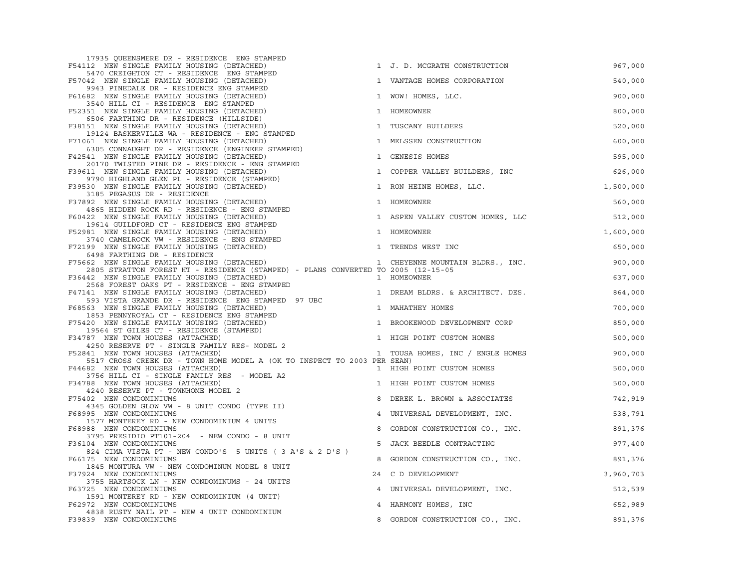| | | | |
|---|---|---|---|
| 17935 QUEENSMERE DR - RESIDENCE ENG STAMPED | | | |
| F54112 NEW SINGLE FAMILY HOUSING (DETACHED) | 1 | J. D. MCGRATH CONSTRUCTION | 967,000 |
| 5470 CREIGHTON CT - RESIDENCE ENG STAMPED | | | |
| F57042 NEW SINGLE FAMILY HOUSING (DETACHED) | 1 | VANTAGE HOMES CORPORATION | 540,000 |
| 9943 PINEDALE DR - RESIDENCE ENG STAMPED | | | |
| F61682 NEW SINGLE FAMILY HOUSING (DETACHED) | 1 | WOW! HOMES, LLC. | 900,000 |
| 3540 HILL CI - RESIDENCE ENG STAMPED | | | |
| F52351 NEW SINGLE FAMILY HOUSING (DETACHED) | 1 | HOMEOWNER | 800,000 |
| 6506 FARTHING DR - RESIDENCE (HILLSIDE) | | | |
| F38151 NEW SINGLE FAMILY HOUSING (DETACHED) | 1 | TUSCANY BUILDERS | 520,000 |
| 19124 BASKERVILLE WA - RESIDENCE - ENG STAMPED | | | |
| F71061 NEW SINGLE FAMILY HOUSING (DETACHED) | 1 | MELSSEN CONSTRUCTION | 600,000 |
| 6305 CONNAUGHT DR - RESIDENCE (ENGINEER STAMPED) | | | |
| F42541 NEW SINGLE FAMILY HOUSING (DETACHED) | 1 | GENESIS HOMES | 595,000 |
| 20170 TWISTED PINE DR - RESIDENCE - ENG STAMPED | | | |
| F39611 NEW SINGLE FAMILY HOUSING (DETACHED) | 1 | COPPER VALLEY BUILDERS, INC | 626,000 |
| 9790 HIGHLAND GLEN PL - RESIDENCE (STAMPED) | | | |
| F39530 NEW SINGLE FAMILY HOUSING (DETACHED) | 1 | RON HEINE HOMES, LLC. | 1,500,000 |
| 3185 PEGASUS DR - RESIDENCE | | | |
| F37892 NEW SINGLE FAMILY HOUSING (DETACHED) | 1 | HOMEOWNER | 560,000 |
| 4865 HIDDEN ROCK RD - RESIDENCE - ENG STAMPED | | | |
| F60422 NEW SINGLE FAMILY HOUSING (DETACHED) | 1 | ASPEN VALLEY CUSTOM HOMES, LLC | 512,000 |
| 19614 GUILDFORD CT - RESIDENCE ENG STAMPED | | | |
| F52981 NEW SINGLE FAMILY HOUSING (DETACHED) | 1 | HOMEOWNER | 1,600,000 |
| 3740 CAMELROCK VW - RESIDENCE - ENG STAMPED | | | |
| F72199 NEW SINGLE FAMILY HOUSING (DETACHED) | 1 | TRENDS WEST INC | 650,000 |
| 6498 FARTHING DR - RESIDENCE | | | |
| F75662 NEW SINGLE FAMILY HOUSING (DETACHED) | 1 | CHEYENNE MOUNTAIN BLDRS., INC. | 900,000 |
| 2805 STRATTON FOREST HT - RESIDENCE (STAMPED) - PLANS CONVERTED TO 2005 (12-15-05 | | | |
| F36442 NEW SINGLE FAMILY HOUSING (DETACHED) | 1 | HOMEOWNER | 637,000 |
| 2568 FOREST OAKS PT - RESIDENCE - ENG STAMPED | | | |
| F47141 NEW SINGLE FAMILY HOUSING (DETACHED) | 1 | DREAM BLDRS. & ARCHITECT. DES. | 864,000 |
| 593 VISTA GRANDE DR - RESIDENCE ENG STAMPED 97 UBC | | | |
| F68563 NEW SINGLE FAMILY HOUSING (DETACHED) | 1 | MAHATHEY HOMES | 700,000 |
| 1853 PENNYROYAL CT - RESIDENCE ENG STAMPED | | | |
| F75420 NEW SINGLE FAMILY HOUSING (DETACHED) | 1 | BROOKEWOOD DEVELOPMENT CORP | 850,000 |
| 19564 ST GILES CT - RESIDENCE (STAMPED) | | | |
| F34787 NEW TOWN HOUSES (ATTACHED) | 1 | HIGH POINT CUSTOM HOMES | 500,000 |
| 4250 RESERVE PT - SINGLE FAMILY RES- MODEL 2 | | | |
| F52841 NEW TOWN HOUSES (ATTACHED) | 1 | TOUSA HOMES, INC / ENGLE HOMES | 900,000 |
| 5517 CROSS CREEK DR - TOWN HOME MODEL A (OK TO INSPECT TO 2003 PER SEAN) | | | |
| F44682 NEW TOWN HOUSES (ATTACHED) | 1 | HIGH POINT CUSTOM HOMES | 500,000 |
| 3756 HILL CI - SINGLE FAMILY RES - MODEL A2 | | | |
| F34788 NEW TOWN HOUSES (ATTACHED) | 1 | HIGH POINT CUSTOM HOMES | 500,000 |
| 4240 RESERVE PT - TOWNHOME MODEL 2 | | | |
| F75402 NEW CONDOMINIUMS | 8 | DEREK L. BROWN & ASSOCIATES | 742,919 |
| 4345 GOLDEN GLOW VW - 8 UNIT CONDO (TYPE II) | | | |
| F68995 NEW CONDOMINIUMS | 4 | UNIVERSAL DEVELOPMENT, INC. | 538,791 |
| 1577 MONTEREY RD - NEW CONDOMINIUM 4 UNITS | | | |
| F68988 NEW CONDOMINIUMS | 8 | GORDON CONSTRUCTION CO., INC. | 891,376 |
| 3795 PRESIDIO PT101-204 - NEW CONDO - 8 UNIT | | | |
| F36104 NEW CONDOMINIUMS | 5 | JACK BEEDLE CONTRACTING | 977,400 |
| 824 CIMA VISTA PT - NEW CONDO'S 5 UNITS ( 3 A'S & 2 D'S ) | | | |
| F66175 NEW CONDOMINIUMS | 8 | GORDON CONSTRUCTION CO., INC. | 891,376 |
| 1845 MONTURA VW - NEW CONDOMINUM MODEL 8 UNIT | | | |
| F37924 NEW CONDOMINIUMS | 24 | C D DEVELOPMENT | 3,960,703 |
| 3755 HARTSOCK LN - NEW CONDOMINUMS - 24 UNITS | | | |
| F63725 NEW CONDOMINIUMS | 4 | UNIVERSAL DEVELOPMENT, INC. | 512,539 |
| 1591 MONTEREY RD - NEW CONDOMINIUM (4 UNIT) | | | |
| F62972 NEW CONDOMINIUMS | 4 | HARMONY H0MES, INC | 652,989 |
| 4838 RUSTY NAIL PT - NEW 4 UNIT CONDOMINIUM | | | |
| F39839 NEW CONDOMINIUMS | 8 | GORDON CONSTRUCTION CO., INC. | 891,376 |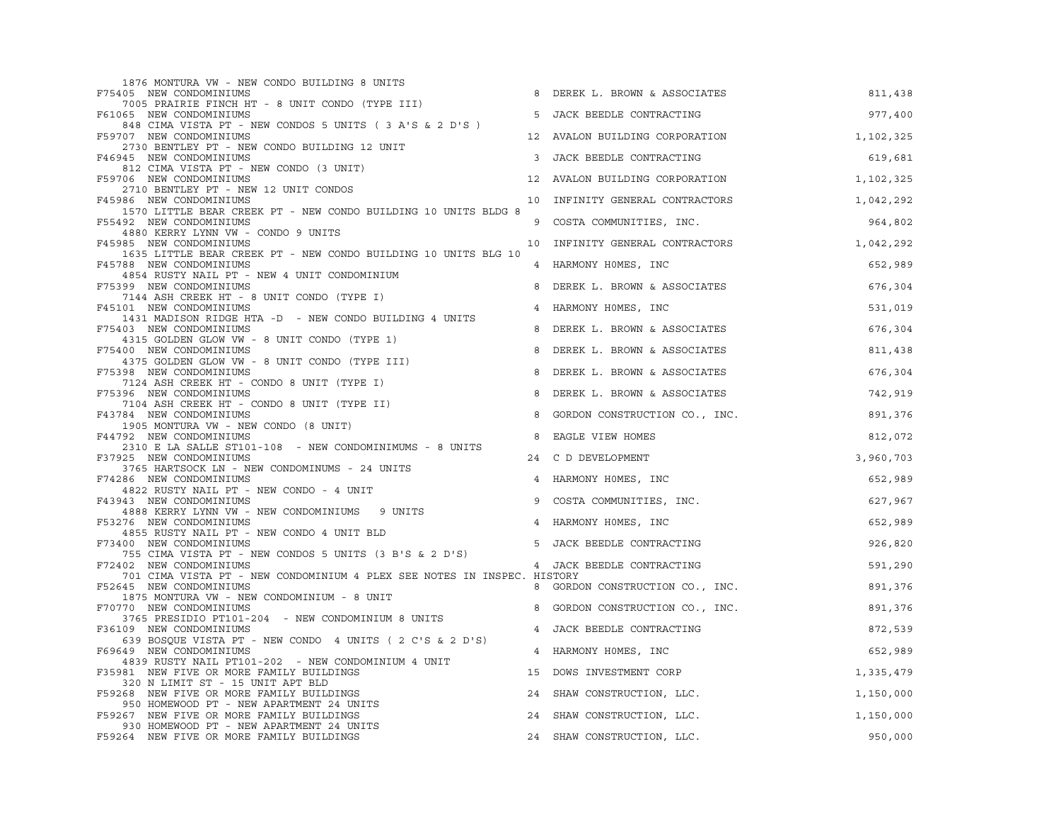| | | | | |
|---|---|---|---|---|
| 1876 MONTURA VW - NEW CONDO BUILDING 8 UNITS | | | | |
| F75405 | NEW CONDOMINIUMS | 8 | DEREK L. BROWN & ASSOCIATES | 811,438 |
| 7005 PRAIRIE FINCH HT - 8 UNIT CONDO (TYPE III) | | | | |
| F61065 | NEW CONDOMINIUMS | 5 | JACK BEEDLE CONTRACTING | 977,400 |
| 848 CIMA VISTA PT - NEW CONDOS 5 UNITS ( 3 A'S & 2 D'S ) | | | | |
| F59707 | NEW CONDOMINIUMS | 12 | AVALON BUILDING CORPORATION | 1,102,325 |
| 2730 BENTLEY PT - NEW CONDO BUILDING 12 UNIT | | | | |
| F46945 | NEW CONDOMINIUMS | 3 | JACK BEEDLE CONTRACTING | 619,681 |
| 812 CIMA VISTA PT - NEW CONDO (3 UNIT) | | | | |
| F59706 | NEW CONDOMINIUMS | 12 | AVALON BUILDING CORPORATION | 1,102,325 |
| 2710 BENTLEY PT - NEW 12 UNIT CONDOS | | | | |
| F45986 | NEW CONDOMINIUMS | 10 | INFINITY GENERAL CONTRACTORS | 1,042,292 |
| 1570 LITTLE BEAR CREEK PT - NEW CONDO BUILDING 10 UNITS BLDG 8 | | | | |
| F55492 | NEW CONDOMINIUMS | 9 | COSTA COMMUNITIES, INC. | 964,802 |
| 4880 KERRY LYNN VW - CONDO 9 UNITS | | | | |
| F45985 | NEW CONDOMINIUMS | 10 | INFINITY GENERAL CONTRACTORS | 1,042,292 |
| 1635 LITTLE BEAR CREEK PT - NEW CONDO BUILDING 10 UNITS BLG 10 | | | | |
| F45788 | NEW CONDOMINIUMS | 4 | HARMONY H0MES, INC | 652,989 |
| 4854 RUSTY NAIL PT - NEW 4 UNIT CONDOMINIUM | | | | |
| F75399 | NEW CONDOMINIUMS | 8 | DEREK L. BROWN & ASSOCIATES | 676,304 |
| 7144 ASH CREEK HT - 8 UNIT CONDO (TYPE I) | | | | |
| F45101 | NEW CONDOMINIUMS | 4 | HARMONY H0MES, INC | 531,019 |
| 1431 MADISON RIDGE HTA -D - NEW CONDO BUILDING 4 UNITS | | | | |
| F75403 | NEW CONDOMINIUMS | 8 | DEREK L. BROWN & ASSOCIATES | 676,304 |
| 4315 GOLDEN GLOW VW - 8 UNIT CONDO (TYPE 1) | | | | |
| F75400 | NEW CONDOMINIUMS | 8 | DEREK L. BROWN & ASSOCIATES | 811,438 |
| 4375 GOLDEN GLOW VW - 8 UNIT CONDO (TYPE III) | | | | |
| F75398 | NEW CONDOMINIUMS | 8 | DEREK L. BROWN & ASSOCIATES | 676,304 |
| 7124 ASH CREEK HT - CONDO 8 UNIT (TYPE I) | | | | |
| F75396 | NEW CONDOMINIUMS | 8 | DEREK L. BROWN & ASSOCIATES | 742,919 |
| 7104 ASH CREEK HT - CONDO 8 UNIT (TYPE II) | | | | |
| F43784 | NEW CONDOMINIUMS | 8 | GORDON CONSTRUCTION CO., INC. | 891,376 |
| 1905 MONTURA VW - NEW CONDO (8 UNIT) | | | | |
| F44792 | NEW CONDOMINIUMS | 8 | EAGLE VIEW HOMES | 812,072 |
| 2310 E LA SALLE ST101-108 - NEW CONDOMINIMUMS - 8 UNITS | | | | |
| F37925 | NEW CONDOMINIUMS | 24 | C D DEVELOPMENT | 3,960,703 |
| 3765 HARTSOCK LN - NEW CONDOMINUMS - 24 UNITS | | | | |
| F74286 | NEW CONDOMINIUMS | 4 | HARMONY H0MES, INC | 652,989 |
| 4822 RUSTY NAIL PT - NEW CONDO - 4 UNIT | | | | |
| F43943 | NEW CONDOMINIUMS | 9 | COSTA COMMUNITIES, INC. | 627,967 |
| 4888 KERRY LYNN VW - NEW CONDOMINIUMS 9 UNITS | | | | |
| F53276 | NEW CONDOMINIUMS | 4 | HARMONY H0MES, INC | 652,989 |
| 4855 RUSTY NAIL PT - NEW CONDO 4 UNIT BLD | | | | |
| F73400 | NEW CONDOMINIUMS | 5 | JACK BEEDLE CONTRACTING | 926,820 |
| 755 CIMA VISTA PT - NEW CONDOS 5 UNITS (3 B'S & 2 D'S) | | | | |
| F72402 | NEW CONDOMINIUMS | 4 | JACK BEEDLE CONTRACTING | 591,290 |
| 701 CIMA VISTA PT - NEW CONDOMINIUM 4 PLEX SEE NOTES IN INSPEC. HISTORY | | | | |
| F52645 | NEW CONDOMINIUMS | 8 | GORDON CONSTRUCTION CO., INC. | 891,376 |
| 1875 MONTURA VW - NEW CONDOMINIUM - 8 UNIT | | | | |
| F70770 | NEW CONDOMINIUMS | 8 | GORDON CONSTRUCTION CO., INC. | 891,376 |
| 3765 PRESIDIO PT101-204 - NEW CONDOMINIUM 8 UNITS | | | | |
| F36109 | NEW CONDOMINIUMS | 4 | JACK BEEDLE CONTRACTING | 872,539 |
| 639 BOSQUE VISTA PT - NEW CONDO 4 UNITS ( 2 C'S & 2 D'S) | | | | |
| F69649 | NEW CONDOMINIUMS | 4 | HARMONY H0MES, INC | 652,989 |
| 4839 RUSTY NAIL PT101-202 - NEW CONDOMINIUM 4 UNIT | | | | |
| F35981 | NEW FIVE OR MORE FAMILY BUILDINGS | 15 | DOWS INVESTMENT CORP | 1,335,479 |
| 320 N LIMIT ST - 15 UNIT APT BLD | | | | |
| F59268 | NEW FIVE OR MORE FAMILY BUILDINGS | 24 | SHAW CONSTRUCTION, LLC. | 1,150,000 |
| 950 HOMEWOOD PT - NEW APARTMENT 24 UNITS | | | | |
| F59267 | NEW FIVE OR MORE FAMILY BUILDINGS | 24 | SHAW CONSTRUCTION, LLC. | 1,150,000 |
| 930 HOMEWOOD PT - NEW APARTMENT 24 UNITS | | | | |
| F59264 | NEW FIVE OR MORE FAMILY BUILDINGS | 24 | SHAW CONSTRUCTION, LLC. | 950,000 |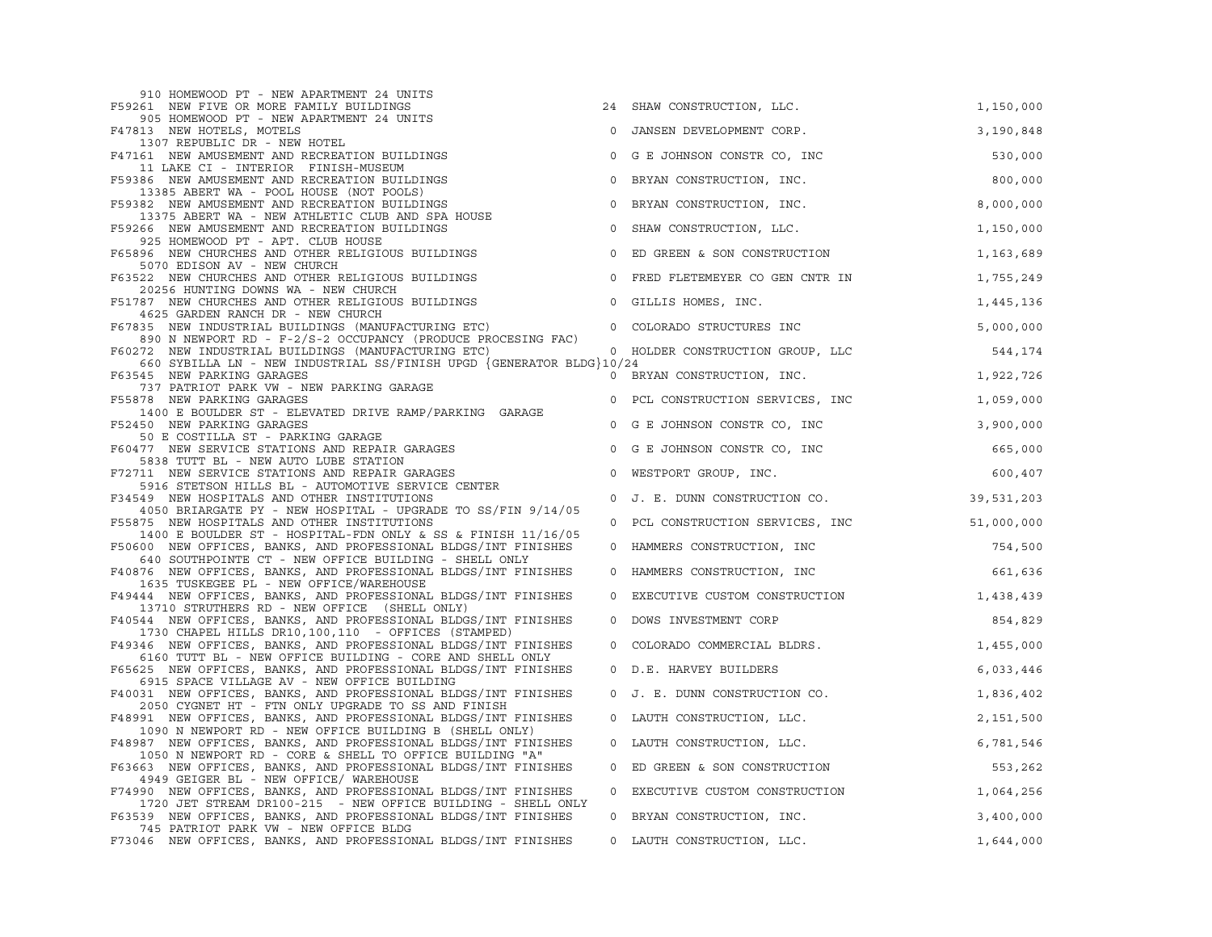| | | | |
|---|---|---|---|
| 910 HOMEWOOD PT - NEW APARTMENT 24 UNITS | | | |
| F59261 NEW FIVE OR MORE FAMILY BUILDINGS | 24 | SHAW CONSTRUCTION, LLC. | 1,150,000 |
| 905 HOMEWOOD PT - NEW APARTMENT 24 UNITS | | | |
| F47813 NEW HOTELS, MOTELS | 0 | JANSEN DEVELOPMENT CORP. | 3,190,848 |
| 1307 REPUBLIC DR - NEW HOTEL | | | |
| F47161 NEW AMUSEMENT AND RECREATION BUILDINGS | 0 | G E JOHNSON CONSTR CO, INC | 530,000 |
| 11 LAKE CI - INTERIOR FINISH-MUSEUM | | | |
| F59386 NEW AMUSEMENT AND RECREATION BUILDINGS | 0 | BRYAN CONSTRUCTION, INC. | 800,000 |
| 13385 ABERT WA - POOL HOUSE (NOT POOLS) | | | |
| F59382 NEW AMUSEMENT AND RECREATION BUILDINGS | 0 | BRYAN CONSTRUCTION, INC. | 8,000,000 |
| 13375 ABERT WA - NEW ATHLETIC CLUB AND SPA HOUSE | | | |
| F59266 NEW AMUSEMENT AND RECREATION BUILDINGS | 0 | SHAW CONSTRUCTION, LLC. | 1,150,000 |
| 925 HOMEWOOD PT - APT. CLUB HOUSE | | | |
| F65896 NEW CHURCHES AND OTHER RELIGIOUS BUILDINGS | 0 | ED GREEN & SON CONSTRUCTION | 1,163,689 |
| 5070 EDISON AV - NEW CHURCH | | | |
| F63522 NEW CHURCHES AND OTHER RELIGIOUS BUILDINGS | 0 | FRED FLETEMEYER CO GEN CNTR IN | 1,755,249 |
| 20256 HUNTING DOWNS WA - NEW CHURCH | | | |
| F51787 NEW CHURCHES AND OTHER RELIGIOUS BUILDINGS | 0 | GILLIS HOMES, INC. | 1,445,136 |
| 4625 GARDEN RANCH DR - NEW CHURCH | | | |
| F67835 NEW INDUSTRIAL BUILDINGS (MANUFACTURING ETC) | 0 | COLORADO STRUCTURES INC | 5,000,000 |
| 890 N NEWPORT RD - F-2/S-2 OCCUPANCY (PRODUCE PROCESING FAC) | | | |
| F60272 NEW INDUSTRIAL BUILDINGS (MANUFACTURING ETC) | 0 | HOLDER CONSTRUCTION GROUP, LLC | 544,174 |
| 660 SYBILLA LN - NEW INDUSTRIAL SS/FINISH UPGD (GENERATOR BLDG)10/24 | | | |
| F63545 NEW PARKING GARAGES | 0 | BRYAN CONSTRUCTION, INC. | 1,922,726 |
| 737 PATRIOT PARK VW - NEW PARKING GARAGE | | | |
| F55878 NEW PARKING GARAGES | 0 | PCL CONSTRUCTION SERVICES, INC | 1,059,000 |
| 1400 E BOULDER ST - ELEVATED DRIVE RAMP/PARKING GARAGE | | | |
| F52450 NEW PARKING GARAGES | 0 | G E JOHNSON CONSTR CO, INC | 3,900,000 |
| 50 E COSTILLA ST - PARKING GARAGE | | | |
| F60477 NEW SERVICE STATIONS AND REPAIR GARAGES | 0 | G E JOHNSON CONSTR CO, INC | 665,000 |
| 5838 TUTT BL - NEW AUTO LUBE STATION | | | |
| F72711 NEW SERVICE STATIONS AND REPAIR GARAGES | 0 | WESTPORT GROUP, INC. | 600,407 |
| 5916 STETSON HILLS BL - AUTOMOTIVE SERVICE CENTER | | | |
| F34549 NEW HOSPITALS AND OTHER INSTITUTIONS | 0 | J. E. DUNN CONSTRUCTION CO. | 39,531,203 |
| 4050 BRIARGATE PY - NEW HOSPITAL - UPGRADE TO SS/FIN 9/14/05 | | | |
| F55875 NEW HOSPITALS AND OTHER INSTITUTIONS | 0 | PCL CONSTRUCTION SERVICES, INC | 51,000,000 |
| 1400 E BOULDER ST - HOSPITAL-FDN ONLY & SS & FINISH 11/16/05 | | | |
| F50600 NEW OFFICES, BANKS, AND PROFESSIONAL BLDGS/INT FINISHES | 0 | HAMMERS CONSTRUCTION, INC | 754,500 |
| 640 SOUTHPOINTE CT - NEW OFFICE BUILDING - SHELL ONLY | | | |
| F40876 NEW OFFICES, BANKS, AND PROFESSIONAL BLDGS/INT FINISHES | 0 | HAMMERS CONSTRUCTION, INC | 661,636 |
| 1635 TUSKEGEE PL - NEW OFFICE/WAREHOUSE | | | |
| F49444 NEW OFFICES, BANKS, AND PROFESSIONAL BLDGS/INT FINISHES | 0 | EXECUTIVE CUSTOM CONSTRUCTION | 1,438,439 |
| 13710 STRUTHERS RD - NEW OFFICE (SHELL ONLY) | | | |
| F40544 NEW OFFICES, BANKS, AND PROFESSIONAL BLDGS/INT FINISHES | 0 | DOWS INVESTMENT CORP | 854,829 |
| 1730 CHAPEL HILLS DR10,100,110 - OFFICES (STAMPED) | | | |
| F49346 NEW OFFICES, BANKS, AND PROFESSIONAL BLDGS/INT FINISHES | 0 | COLORADO COMMERCIAL BLDRS. | 1,455,000 |
| 6160 TUTT BL - NEW OFFICE BUILDING - CORE AND SHELL ONLY | | | |
| F65625 NEW OFFICES, BANKS, AND PROFESSIONAL BLDGS/INT FINISHES | 0 | D.E. HARVEY BUILDERS | 6,033,446 |
| 6915 SPACE VILLAGE AV - NEW OFFICE BUILDING | | | |
| F40031 NEW OFFICES, BANKS, AND PROFESSIONAL BLDGS/INT FINISHES | 0 | J. E. DUNN CONSTRUCTION CO. | 1,836,402 |
| 2050 CYGNET HT - FTN ONLY UPGRADE TO SS AND FINISH | | | |
| F48991 NEW OFFICES, BANKS, AND PROFESSIONAL BLDGS/INT FINISHES | 0 | LAUTH CONSTRUCTION, LLC. | 2,151,500 |
| 1090 N NEWPORT RD - NEW OFFICE BUILDING B (SHELL ONLY) | | | |
| F48987 NEW OFFICES, BANKS, AND PROFESSIONAL BLDGS/INT FINISHES | 0 | LAUTH CONSTRUCTION, LLC. | 6,781,546 |
| 1050 N NEWPORT RD - CORE & SHELL TO OFFICE BUILDING "A" | | | |
| F63663 NEW OFFICES, BANKS, AND PROFESSIONAL BLDGS/INT FINISHES | 0 | ED GREEN & SON CONSTRUCTION | 553,262 |
| 4949 GEIGER BL - NEW OFFICE/ WAREHOUSE | | | |
| F74990 NEW OFFICES, BANKS, AND PROFESSIONAL BLDGS/INT FINISHES | 0 | EXECUTIVE CUSTOM CONSTRUCTION | 1,064,256 |
| 1720 JET STREAM DR100-215 - NEW OFFICE BUILDING - SHELL ONLY | | | |
| F63539 NEW OFFICES, BANKS, AND PROFESSIONAL BLDGS/INT FINISHES | 0 | BRYAN CONSTRUCTION, INC. | 3,400,000 |
| 745 PATRIOT PARK VW - NEW OFFICE BLDG | | | |
| F73046 NEW OFFICES, BANKS, AND PROFESSIONAL BLDGS/INT FINISHES | 0 | LAUTH CONSTRUCTION, LLC. | 1,644,000 |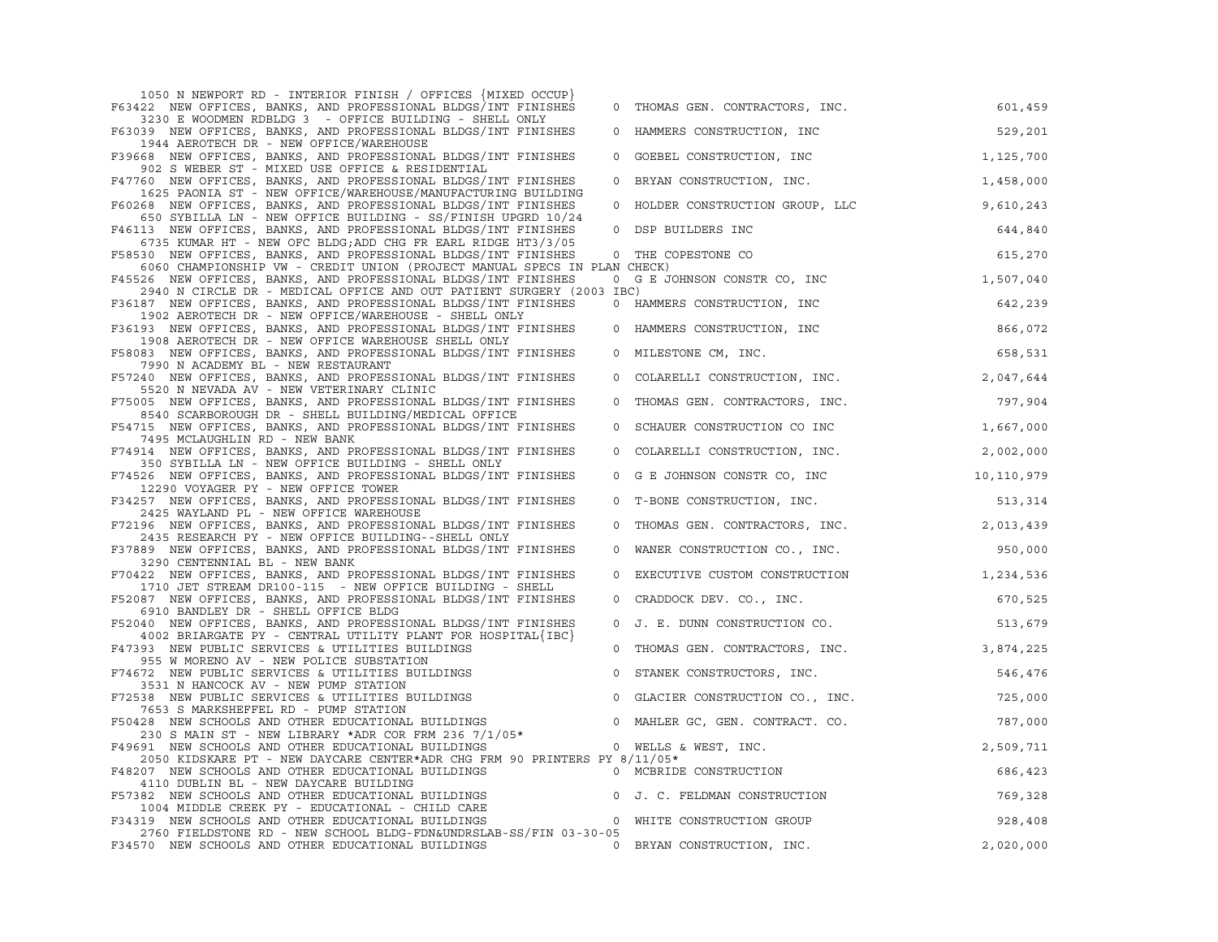| | | | | |
|---|---|---|---|---|
| 1050 N NEWPORT RD - INTERIOR FINISH / OFFICES {MIXED OCCUP} | | | | |
| F63422 | NEW OFFICES, BANKS, AND PROFESSIONAL BLDGS/INT FINISHES | 0 | THOMAS GEN. CONTRACTORS, INC. | 601,459 |
| 3230 E WOODMEN RDBLDG 3 - OFFICE BUILDING - SHELL ONLY | | | | |
| F63039 | NEW OFFICES, BANKS, AND PROFESSIONAL BLDGS/INT FINISHES | 0 | HAMMERS CONSTRUCTION, INC | 529,201 |
| 1944 AEROTECH DR - NEW OFFICE/WAREHOUSE | | | | |
| F39668 | NEW OFFICES, BANKS, AND PROFESSIONAL BLDGS/INT FINISHES | 0 | GOEBEL CONSTRUCTION, INC | 1,125,700 |
| 902 S WEBER ST - MIXED USE OFFICE & RESIDENTIAL | | | | |
| F47760 | NEW OFFICES, BANKS, AND PROFESSIONAL BLDGS/INT FINISHES | 0 | BRYAN CONSTRUCTION, INC. | 1,458,000 |
| 1625 PAONIA ST - NEW OFFICE/WAREHOUSE/MANUFACTURING BUILDING | | | | |
| F60268 | NEW OFFICES, BANKS, AND PROFESSIONAL BLDGS/INT FINISHES | 0 | HOLDER CONSTRUCTION GROUP, LLC | 9,610,243 |
| 650 SYBILLA LN - NEW OFFICE BUILDING - SS/FINISH UPGRD 10/24 | | | | |
| F46113 | NEW OFFICES, BANKS, AND PROFESSIONAL BLDGS/INT FINISHES | 0 | DSP BUILDERS INC | 644,840 |
| 6735 KUMAR HT - NEW OFC BLDG;ADD CHG FR EARL RIDGE HT3/3/05 | | | | |
| F58530 | NEW OFFICES, BANKS, AND PROFESSIONAL BLDGS/INT FINISHES | 0 | THE COPESTONE CO | 615,270 |
| 6060 CHAMPIONSHIP VW - CREDIT UNION (PROJECT MANUAL SPECS IN PLAN CHECK) | | | | |
| F45526 | NEW OFFICES, BANKS, AND PROFESSIONAL BLDGS/INT FINISHES | 0 | G E JOHNSON CONSTR CO, INC | 1,507,040 |
| 2940 N CIRCLE DR - MEDICAL OFFICE AND OUT PATIENT SURGERY (2003 IBC) | | | | |
| F36187 | NEW OFFICES, BANKS, AND PROFESSIONAL BLDGS/INT FINISHES | 0 | HAMMERS CONSTRUCTION, INC | 642,239 |
| 1902 AEROTECH DR - NEW OFFICE/WAREHOUSE - SHELL ONLY | | | | |
| F36193 | NEW OFFICES, BANKS, AND PROFESSIONAL BLDGS/INT FINISHES | 0 | HAMMERS CONSTRUCTION, INC | 866,072 |
| 1908 AEROTECH DR - NEW OFFICE WAREHOUSE SHELL ONLY | | | | |
| F58083 | NEW OFFICES, BANKS, AND PROFESSIONAL BLDGS/INT FINISHES | 0 | MILESTONE CM, INC. | 658,531 |
| 7990 N ACADEMY BL - NEW RESTAURANT | | | | |
| F57240 | NEW OFFICES, BANKS, AND PROFESSIONAL BLDGS/INT FINISHES | 0 | COLARELLI CONSTRUCTION, INC. | 2,047,644 |
| 5520 N NEVADA AV - NEW VETERINARY CLINIC | | | | |
| F75005 | NEW OFFICES, BANKS, AND PROFESSIONAL BLDGS/INT FINISHES | 0 | THOMAS GEN. CONTRACTORS, INC. | 797,904 |
| 8540 SCARBOROUGH DR - SHELL BUILDING/MEDICAL OFFICE | | | | |
| F54715 | NEW OFFICES, BANKS, AND PROFESSIONAL BLDGS/INT FINISHES | 0 | SCHAUER CONSTRUCTION CO INC | 1,667,000 |
| 7495 MCLAUGHLIN RD - NEW BANK | | | | |
| F74914 | NEW OFFICES, BANKS, AND PROFESSIONAL BLDGS/INT FINISHES | 0 | COLARELLI CONSTRUCTION, INC. | 2,002,000 |
| 350 SYBILLA LN - NEW OFFICE BUILDING - SHELL ONLY | | | | |
| F74526 | NEW OFFICES, BANKS, AND PROFESSIONAL BLDGS/INT FINISHES | 0 | G E JOHNSON CONSTR CO, INC | 10,110,979 |
| 12290 VOYAGER PY - NEW OFFICE TOWER | | | | |
| F34257 | NEW OFFICES, BANKS, AND PROFESSIONAL BLDGS/INT FINISHES | 0 | T-BONE CONSTRUCTION, INC. | 513,314 |
| 2425 WAYLAND PL - NEW OFFICE WAREHOUSE | | | | |
| F72196 | NEW OFFICES, BANKS, AND PROFESSIONAL BLDGS/INT FINISHES | 0 | THOMAS GEN. CONTRACTORS, INC. | 2,013,439 |
| 2435 RESEARCH PY - NEW OFFICE BUILDING--SHELL ONLY | | | | |
| F37889 | NEW OFFICES, BANKS, AND PROFESSIONAL BLDGS/INT FINISHES | 0 | WANER CONSTRUCTION CO., INC. | 950,000 |
| 3290 CENTENNIAL BL - NEW BANK | | | | |
| F70422 | NEW OFFICES, BANKS, AND PROFESSIONAL BLDGS/INT FINISHES | 0 | EXECUTIVE CUSTOM CONSTRUCTION | 1,234,536 |
| 1710 JET STREAM DR100-115 - NEW OFFICE BUILDING - SHELL | | | | |
| F52087 | NEW OFFICES, BANKS, AND PROFESSIONAL BLDGS/INT FINISHES | 0 | CRADDOCK DEV. CO., INC. | 670,525 |
| 6910 BANDLEY DR - SHELL OFFICE BLDG | | | | |
| F52040 | NEW OFFICES, BANKS, AND PROFESSIONAL BLDGS/INT FINISHES | 0 | J. E. DUNN CONSTRUCTION CO. | 513,679 |
| 4002 BRIARGATE PY - CENTRAL UTILITY PLANT FOR HOSPITAL{IBC} | | | | |
| F47393 | NEW PUBLIC SERVICES & UTILITIES BUILDINGS | 0 | THOMAS GEN. CONTRACTORS, INC. | 3,874,225 |
| 955 W MORENO AV - NEW POLICE SUBSTATION | | | | |
| F74672 | NEW PUBLIC SERVICES & UTILITIES BUILDINGS | 0 | STANEK CONSTRUCTORS, INC. | 546,476 |
| 3531 N HANCOCK AV - NEW PUMP STATION | | | | |
| F72538 | NEW PUBLIC SERVICES & UTILITIES BUILDINGS | 0 | GLACIER CONSTRUCTION CO., INC. | 725,000 |
| 7653 S MARKSHEFFEL RD - PUMP STATION | | | | |
| F50428 | NEW SCHOOLS AND OTHER EDUCATIONAL BUILDINGS | 0 | MAHLER GC, GEN. CONTRACT. CO. | 787,000 |
| 230 S MAIN ST - NEW LIBRARY *ADR COR FRM 236 7/1/05* | | | | |
| F49691 | NEW SCHOOLS AND OTHER EDUCATIONAL BUILDINGS | 0 | WELLS & WEST, INC. | 2,509,711 |
| 2050 KIDSKARE PT - NEW DAYCARE CENTER*ADR CHG FRM 90 PRINTERS PY 8/11/05* | | | | |
| F48207 | NEW SCHOOLS AND OTHER EDUCATIONAL BUILDINGS | 0 | MCBRIDE CONSTRUCTION | 686,423 |
| 4110 DUBLIN BL - NEW DAYCARE BUILDING | | | | |
| F57382 | NEW SCHOOLS AND OTHER EDUCATIONAL BUILDINGS | 0 | J. C. FELDMAN CONSTRUCTION | 769,328 |
| 1004 MIDDLE CREEK PY - EDUCATIONAL - CHILD CARE | | | | |
| F34319 | NEW SCHOOLS AND OTHER EDUCATIONAL BUILDINGS | 0 | WHITE CONSTRUCTION GROUP | 928,408 |
| 2760 FIELDSTONE RD - NEW SCHOOL BLDG-FDN&UNDRSLAB-SS/FIN 03-30-05 | | | | |
| F34570 | NEW SCHOOLS AND OTHER EDUCATIONAL BUILDINGS | 0 | BRYAN CONSTRUCTION, INC. | 2,020,000 |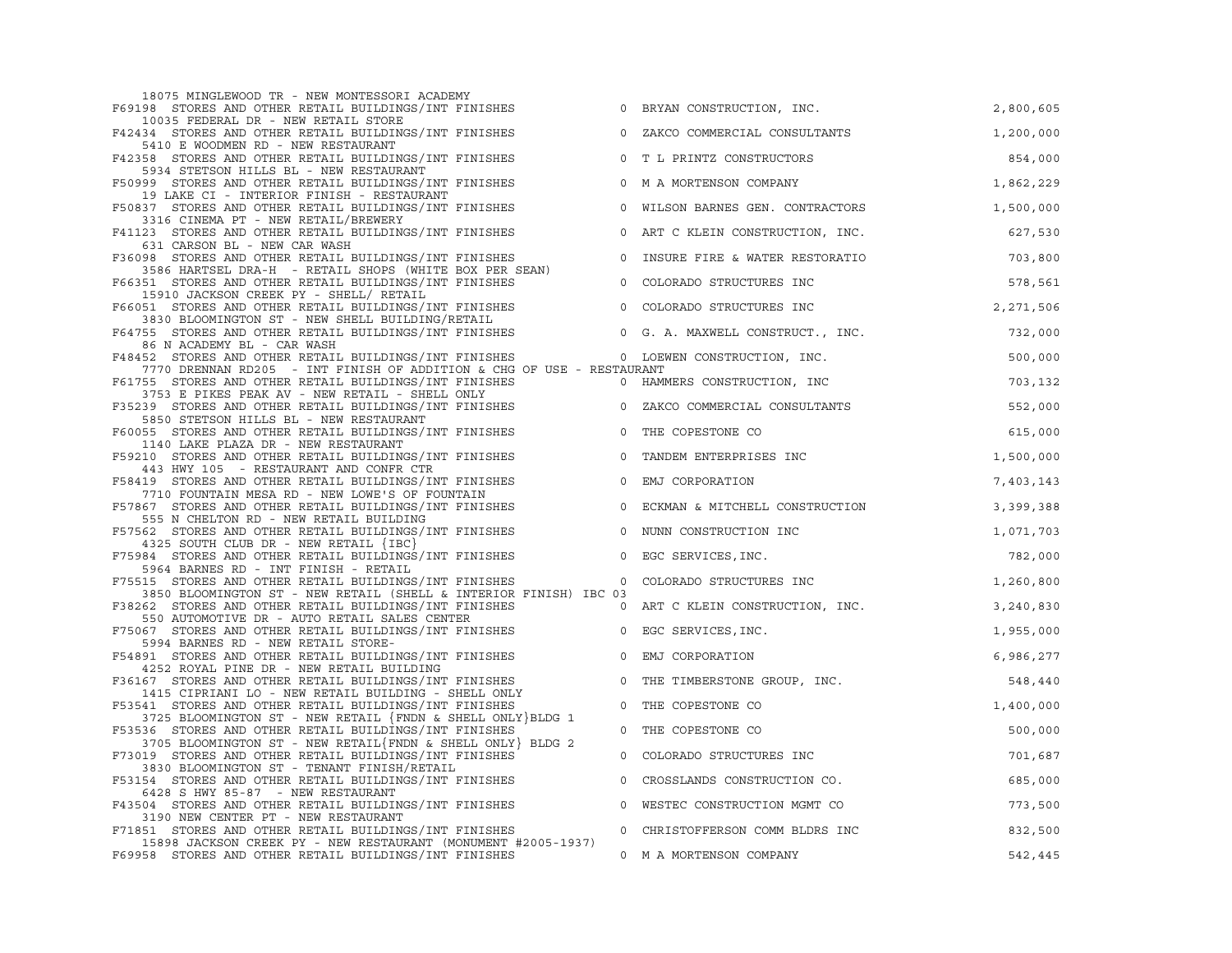```
    18075 MINGLEWOOD TR - NEW MONTESSORI ACADEMY
F69198  STORES AND OTHER RETAIL BUILDINGS/INT FINISHES            0  BRYAN CONSTRUCTION, INC.                2,800,605
    10035 FEDERAL DR - NEW RETAIL STORE
F42434  STORES AND OTHER RETAIL BUILDINGS/INT FINISHES            0  ZAKCO COMMERCIAL CONSULTANTS            1,200,000
    5410 E WOODMEN RD - NEW RESTAURANT
F42358  STORES AND OTHER RETAIL BUILDINGS/INT FINISHES            0  T L PRINTZ CONSTRUCTORS                   854,000
    5934 STETSON HILLS BL - NEW RESTAURANT
F50999  STORES AND OTHER RETAIL BUILDINGS/INT FINISHES            0  M A MORTENSON COMPANY                   1,862,229
    19 LAKE CI - INTERIOR FINISH - RESTAURANT
F50837  STORES AND OTHER RETAIL BUILDINGS/INT FINISHES            0  WILSON BARNES GEN. CONTRACTORS          1,500,000
    3316 CINEMA PT - NEW RETAIL/BREWERY
F41123  STORES AND OTHER RETAIL BUILDINGS/INT FINISHES            0  ART C KLEIN CONSTRUCTION, INC.            627,530
    631 CARSON BL - NEW CAR WASH
F36098  STORES AND OTHER RETAIL BUILDINGS/INT FINISHES            0  INSURE FIRE & WATER RESTORATIO            703,800
    3586 HARTSEL DRA-H  - RETAIL SHOPS (WHITE BOX PER SEAN)
F66351  STORES AND OTHER RETAIL BUILDINGS/INT FINISHES            0  COLORADO STRUCTURES INC                   578,561
    15910 JACKSON CREEK PY - SHELL/ RETAIL
F66051  STORES AND OTHER RETAIL BUILDINGS/INT FINISHES            0  COLORADO STRUCTURES INC                 2,271,506
    3830 BLOOMINGTON ST - NEW SHELL BUILDING/RETAIL
F64755  STORES AND OTHER RETAIL BUILDINGS/INT FINISHES            0  G. A. MAXWELL CONSTRUCT., INC.            732,000
    86 N ACADEMY BL - CAR WASH
F48452  STORES AND OTHER RETAIL BUILDINGS/INT FINISHES            0  LOEWEN CONSTRUCTION, INC.                 500,000
    7770 DRENNAN RD205  - INT FINISH OF ADDITION & CHG OF USE - RESTAURANT
F61755  STORES AND OTHER RETAIL BUILDINGS/INT FINISHES            0  HAMMERS CONSTRUCTION, INC                 703,132
    3753 E PIKES PEAK AV - NEW RETAIL - SHELL ONLY
F35239  STORES AND OTHER RETAIL BUILDINGS/INT FINISHES            0  ZAKCO COMMERCIAL CONSULTANTS              552,000
    5850 STETSON HILLS BL - NEW RESTAURANT
F60055  STORES AND OTHER RETAIL BUILDINGS/INT FINISHES            0  THE COPESTONE CO                          615,000
    1140 LAKE PLAZA DR - NEW RESTAURANT
F59210  STORES AND OTHER RETAIL BUILDINGS/INT FINISHES            0  TANDEM ENTERPRISES INC                  1,500,000
    443 HWY 105  - RESTAURANT AND CONFR CTR
F58419  STORES AND OTHER RETAIL BUILDINGS/INT FINISHES            0  EMJ CORPORATION                         7,403,143
    7710 FOUNTAIN MESA RD - NEW LOWE'S OF FOUNTAIN
F57867  STORES AND OTHER RETAIL BUILDINGS/INT FINISHES            0  ECKMAN & MITCHELL CONSTRUCTION          3,399,388
    555 N CHELTON RD - NEW RETAIL BUILDING
F57562  STORES AND OTHER RETAIL BUILDINGS/INT FINISHES            0  NUNN CONSTRUCTION INC                   1,071,703
    4325 SOUTH CLUB DR - NEW RETAIL {IBC}
F75984  STORES AND OTHER RETAIL BUILDINGS/INT FINISHES            0  EGC SERVICES,INC.                         782,000
    5964 BARNES RD - INT FINISH - RETAIL
F75515  STORES AND OTHER RETAIL BUILDINGS/INT FINISHES            0  COLORADO STRUCTURES INC                 1,260,800
    3850 BLOOMINGTON ST - NEW RETAIL (SHELL & INTERIOR FINISH) IBC 03
F38262  STORES AND OTHER RETAIL BUILDINGS/INT FINISHES            0  ART C KLEIN CONSTRUCTION, INC.          3,240,830
    550 AUTOMOTIVE DR - AUTO RETAIL SALES CENTER
F75067  STORES AND OTHER RETAIL BUILDINGS/INT FINISHES            0  EGC SERVICES,INC.                       1,955,000
    5994 BARNES RD - NEW RETAIL STORE-
F54891  STORES AND OTHER RETAIL BUILDINGS/INT FINISHES            0  EMJ CORPORATION                         6,986,277
    4252 ROYAL PINE DR - NEW RETAIL BUILDING
F36167  STORES AND OTHER RETAIL BUILDINGS/INT FINISHES            0  THE TIMBERSTONE GROUP, INC.               548,440
    1415 CIPRIANI LO - NEW RETAIL BUILDING - SHELL ONLY
F53541  STORES AND OTHER RETAIL BUILDINGS/INT FINISHES            0  THE COPESTONE CO                        1,400,000
    3725 BLOOMINGTON ST - NEW RETAIL {FNDN & SHELL ONLY}BLDG 1
F53536  STORES AND OTHER RETAIL BUILDINGS/INT FINISHES            0  THE COPESTONE CO                          500,000
    3705 BLOOMINGTON ST - NEW RETAIL{FNDN & SHELL ONLY} BLDG 2
F73019  STORES AND OTHER RETAIL BUILDINGS/INT FINISHES            0  COLORADO STRUCTURES INC                   701,687
    3830 BLOOMINGTON ST - TENANT FINISH/RETAIL
F53154  STORES AND OTHER RETAIL BUILDINGS/INT FINISHES            0  CROSSLANDS CONSTRUCTION CO.               685,000
    6428 S HWY 85-87  - NEW RESTAURANT
F43504  STORES AND OTHER RETAIL BUILDINGS/INT FINISHES            0  WESTEC CONSTRUCTION MGMT CO               773,500
    3190 NEW CENTER PT - NEW RESTAURANT
F71851  STORES AND OTHER RETAIL BUILDINGS/INT FINISHES            0  CHRISTOFFERSON COMM BLDRS INC             832,500
    15898 JACKSON CREEK PY - NEW RESTAURANT (MONUMENT #2005-1937)
F69958  STORES AND OTHER RETAIL BUILDINGS/INT FINISHES            0  M A MORTENSON COMPANY                     542,445
```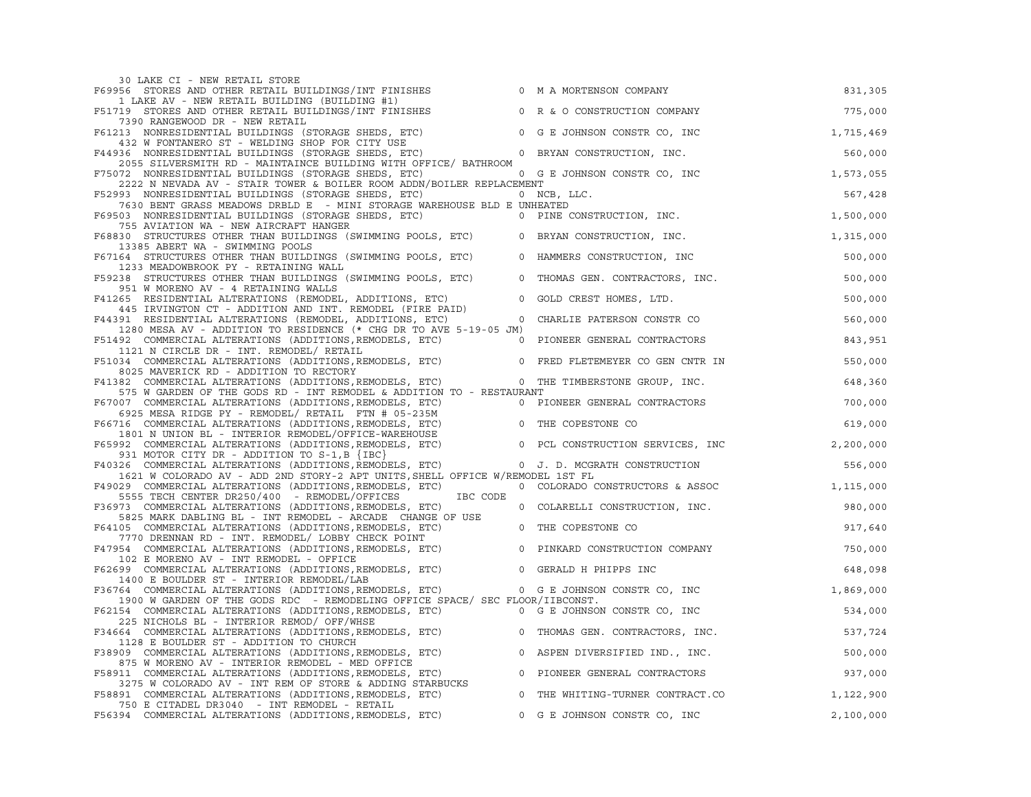```
   30 LAKE CI - NEW RETAIL STORE
F69956  STORES AND OTHER RETAIL BUILDINGS/INT FINISHES              0  M A MORTENSON COMPANY                        831,305
   1 LAKE AV - NEW RETAIL BUILDING (BUILDING #1)
F51719  STORES AND OTHER RETAIL BUILDINGS/INT FINISHES              0  R & O CONSTRUCTION COMPANY                   775,000
   7390 RANGEWOOD DR - NEW RETAIL
F61213  NONRESIDENTIAL BUILDINGS (STORAGE SHEDS, ETC)               0  G E JOHNSON CONSTR CO, INC                 1,715,469
   432 W FONTANERO ST - WELDING SHOP FOR CITY USE
F44936  NONRESIDENTIAL BUILDINGS (STORAGE SHEDS, ETC)               0  BRYAN CONSTRUCTION, INC.                     560,000
   2055 SILVERSMITH RD - MAINTAINCE BUILDING WITH OFFICE/ BATHROOM
F75072  NONRESIDENTIAL BUILDINGS (STORAGE SHEDS, ETC)               0  G E JOHNSON CONSTR CO, INC                 1,573,055
   2222 N NEVADA AV - STAIR TOWER & BOILER ROOM ADDN/BOILER REPLACEMENT
F52993  NONRESIDENTIAL BUILDINGS (STORAGE SHEDS, ETC)               0  NCB, LLC.                                    567,428
   7630 BENT GRASS MEADOWS DRBLD E  - MINI STORAGE WAREHOUSE BLD E UNHEATED
F69503  NONRESIDENTIAL BUILDINGS (STORAGE SHEDS, ETC)               0  PINE CONSTRUCTION, INC.                    1,500,000
   755 AVIATION WA - NEW AIRCRAFT HANGER
F68830  STRUCTURES OTHER THAN BUILDINGS (SWIMMING POOLS, ETC)       0  BRYAN CONSTRUCTION, INC.                   1,315,000
   13385 ABERT WA - SWIMMING POOLS
F67164  STRUCTURES OTHER THAN BUILDINGS (SWIMMING POOLS, ETC)       0  HAMMERS CONSTRUCTION, INC                    500,000
   1233 MEADOWBROOK PY - RETAINING WALL
F59238  STRUCTURES OTHER THAN BUILDINGS (SWIMMING POOLS, ETC)       0  THOMAS GEN. CONTRACTORS, INC.                500,000
   951 W MORENO AV - 4 RETAINING WALLS
F41265  RESIDENTIAL ALTERATIONS (REMODEL, ADDITIONS, ETC)           0  GOLD CREST HOMES, LTD.                       500,000
   445 IRVINGTON CT - ADDITION AND INT. REMODEL (FIRE PAID)
F44391  RESIDENTIAL ALTERATIONS (REMODEL, ADDITIONS, ETC)           0  CHARLIE PATERSON CONSTR CO                   560,000
   1280 MESA AV - ADDITION TO RESIDENCE (* CHG DR TO AVE 5-19-05 JM)
F51492  COMMERCIAL ALTERATIONS (ADDITIONS,REMODELS, ETC)            0  PIONEER GENERAL CONTRACTORS                  843,951
   1121 N CIRCLE DR - INT. REMODEL/ RETAIL
F51034  COMMERCIAL ALTERATIONS (ADDITIONS,REMODELS, ETC)            0  FRED FLETEMEYER CO GEN CNTR IN               550,000
   8025 MAVERICK RD - ADDITION TO RECTORY
F41382  COMMERCIAL ALTERATIONS (ADDITIONS,REMODELS, ETC)            0  THE TIMBERSTONE GROUP, INC.                  648,360
   575 W GARDEN OF THE GODS RD - INT REMODEL & ADDITION TO - RESTAURANT
F67007  COMMERCIAL ALTERATIONS (ADDITIONS,REMODELS, ETC)            0  PIONEER GENERAL CONTRACTORS                  700,000
   6925 MESA RIDGE PY - REMODEL/ RETAIL  FTN # 05-235M
F66716  COMMERCIAL ALTERATIONS (ADDITIONS,REMODELS, ETC)            0  THE COPESTONE CO                             619,000
   1801 N UNION BL - INTERIOR REMODEL/OFFICE-WAREHOUSE
F65992  COMMERCIAL ALTERATIONS (ADDITIONS,REMODELS, ETC)            0  PCL CONSTRUCTION SERVICES, INC             2,200,000
   931 MOTOR CITY DR - ADDITION TO S-1,B {IBC}
F40326  COMMERCIAL ALTERATIONS (ADDITIONS,REMODELS, ETC)            0  J. D. MCGRATH CONSTRUCTION                   556,000
   1621 W COLORADO AV - ADD 2ND STORY-2 APT UNITS,SHELL OFFICE W/REMODEL 1ST FL
F49029  COMMERCIAL ALTERATIONS (ADDITIONS,REMODELS, ETC)            0  COLORADO CONSTRUCTORS & ASSOC              1,115,000
   5555 TECH CENTER DR250/400  - REMODEL/OFFICES        IBC CODE
F36973  COMMERCIAL ALTERATIONS (ADDITIONS,REMODELS, ETC)            0  COLARELLI CONSTRUCTION, INC.                 980,000
   5825 MARK DABLING BL - INT REMODEL - ARCADE  CHANGE OF USE
F64105  COMMERCIAL ALTERATIONS (ADDITIONS,REMODELS, ETC)            0  THE COPESTONE CO                             917,640
   7770 DRENNAN RD - INT. REMODEL/ LOBBY CHECK POINT
F47954  COMMERCIAL ALTERATIONS (ADDITIONS,REMODELS, ETC)            0  PINKARD CONSTRUCTION COMPANY                 750,000
   102 E MORENO AV - INT REMODEL - OFFICE
F62699  COMMERCIAL ALTERATIONS (ADDITIONS,REMODELS, ETC)            0  GERALD H PHIPPS INC                          648,098
   1400 E BOULDER ST - INTERIOR REMODEL/LAB
F36764  COMMERCIAL ALTERATIONS (ADDITIONS,REMODELS, ETC)            0  G E JOHNSON CONSTR CO, INC                 1,869,000
   1900 W GARDEN OF THE GODS RDC  - REMODELING OFFICE SPACE/ SEC FLOOR/IIBCONST.
F62154  COMMERCIAL ALTERATIONS (ADDITIONS,REMODELS, ETC)            0  G E JOHNSON CONSTR CO, INC                   534,000
   225 NICHOLS BL - INTERIOR REMOD/ OFF/WHSE
F34664  COMMERCIAL ALTERATIONS (ADDITIONS,REMODELS, ETC)            0  THOMAS GEN. CONTRACTORS, INC.                537,724
   1128 E BOULDER ST - ADDITION TO CHURCH
F38909  COMMERCIAL ALTERATIONS (ADDITIONS,REMODELS, ETC)            0  ASPEN DIVERSIFIED IND., INC.                 500,000
   875 W MORENO AV - INTERIOR REMODEL - MED OFFICE
F58911  COMMERCIAL ALTERATIONS (ADDITIONS,REMODELS, ETC)            0  PIONEER GENERAL CONTRACTORS                  937,000
   3275 W COLORADO AV - INT REM OF STORE & ADDING STARBUCKS
F58891  COMMERCIAL ALTERATIONS (ADDITIONS,REMODELS, ETC)            0  THE WHITING-TURNER CONTRACT.CO             1,122,900
   750 E CITADEL DR3040  - INT REMODEL - RETAIL
F56394  COMMERCIAL ALTERATIONS (ADDITIONS,REMODELS, ETC)            0  G E JOHNSON CONSTR CO, INC                 2,100,000
```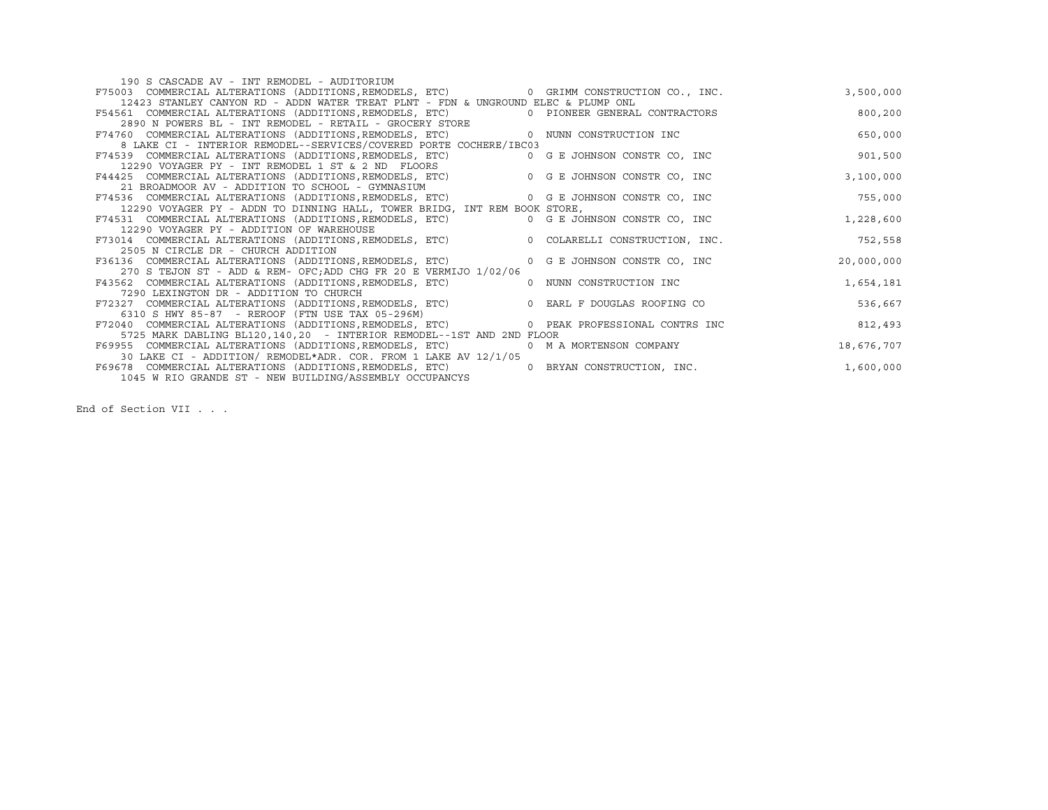| | | | |
|---|---|---|---|
| 190 S CASCADE AV - INT REMODEL - AUDITORIUM | | | |
| F75003 COMMERCIAL ALTERATIONS (ADDITIONS,REMODELS, ETC) | 0 | GRIMM CONSTRUCTION CO., INC. | 3,500,000 |
| 12423 STANLEY CANYON RD - ADDN WATER TREAT PLNT - FDN & UNGROUND ELEC & PLUMP ONL | | | |
| F54561 COMMERCIAL ALTERATIONS (ADDITIONS,REMODELS, ETC) | 0 | PIONEER GENERAL CONTRACTORS | 800,200 |
| 2890 N POWERS BL - INT REMODEL - RETAIL - GROCERY STORE | | | |
| F74760 COMMERCIAL ALTERATIONS (ADDITIONS,REMODELS, ETC) | 0 | NUNN CONSTRUCTION INC | 650,000 |
| 8 LAKE CI - INTERIOR REMODEL--SERVICES/COVERED PORTE COCHERE/IBC03 | | | |
| F74539 COMMERCIAL ALTERATIONS (ADDITIONS,REMODELS, ETC) | 0 | G E JOHNSON CONSTR CO, INC | 901,500 |
| 12290 VOYAGER PY - INT REMODEL 1 ST & 2 ND FLOORS | | | |
| F44425 COMMERCIAL ALTERATIONS (ADDITIONS,REMODELS, ETC) | 0 | G E JOHNSON CONSTR CO, INC | 3,100,000 |
| 21 BROADMOOR AV - ADDITION TO SCHOOL - GYMNASIUM | | | |
| F74536 COMMERCIAL ALTERATIONS (ADDITIONS,REMODELS, ETC) | 0 | G E JOHNSON CONSTR CO, INC | 755,000 |
| 12290 VOYAGER PY - ADDN TO DINNING HALL, TOWER BRIDG, INT REM BOOK STORE, | | | |
| F74531 COMMERCIAL ALTERATIONS (ADDITIONS,REMODELS, ETC) | 0 | G E JOHNSON CONSTR CO, INC | 1,228,600 |
| 12290 VOYAGER PY - ADDITION OF WAREHOUSE | | | |
| F73014 COMMERCIAL ALTERATIONS (ADDITIONS,REMODELS, ETC) | 0 | COLARELLI CONSTRUCTION, INC. | 752,558 |
| 2505 N CIRCLE DR - CHURCH ADDITION | | | |
| F36136 COMMERCIAL ALTERATIONS (ADDITIONS,REMODELS, ETC) | 0 | G E JOHNSON CONSTR CO, INC | 20,000,000 |
| 270 S TEJON ST - ADD & REM- OFC;ADD CHG FR 20 E VERMIJO 1/02/06 | | | |
| F43562 COMMERCIAL ALTERATIONS (ADDITIONS,REMODELS, ETC) | 0 | NUNN CONSTRUCTION INC | 1,654,181 |
| 7290 LEXINGTON DR - ADDITION TO CHURCH | | | |
| F72327 COMMERCIAL ALTERATIONS (ADDITIONS,REMODELS, ETC) | 0 | EARL F DOUGLAS ROOFING CO | 536,667 |
| 6310 S HWY 85-87 - REROOF (FTN USE TAX 05-296M) | | | |
| F72040 COMMERCIAL ALTERATIONS (ADDITIONS,REMODELS, ETC) | 0 | PEAK PROFESSIONAL CONTRS INC | 812,493 |
| 5725 MARK DABLING BL120,140,20 - INTERIOR REMODEL--1ST AND 2ND FLOOR | | | |
| F69955 COMMERCIAL ALTERATIONS (ADDITIONS,REMODELS, ETC) | 0 | M A MORTENSON COMPANY | 18,676,707 |
| 30 LAKE CI - ADDITION/ REMODEL*ADR. COR. FROM 1 LAKE AV 12/1/05 | | | |
| F69678 COMMERCIAL ALTERATIONS (ADDITIONS,REMODELS, ETC) | 0 | BRYAN CONSTRUCTION, INC. | 1,600,000 |
| 1045 W RIO GRANDE ST - NEW BUILDING/ASSEMBLY OCCUPANCYS | | | |

End of Section VII . . .